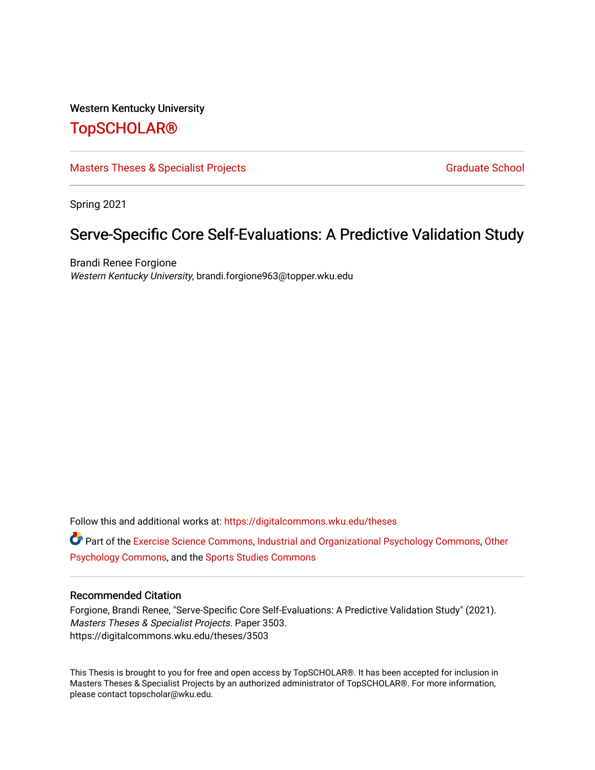Western Kentucky University

# TopSCHOLAR®

Masters Theses & Specialist Projects | Graduate School

Spring 2021

## Serve-Specific Core Self-Evaluations: A Predictive Validation Study

Brandi Renee Forgione
*Western Kentucky University*, brandi.forgione963@topper.wku.edu

Follow this and additional works at: https://digitalcommons.wku.edu/theses

Part of the Exercise Science Commons, Industrial and Organizational Psychology Commons, Other Psychology Commons, and the Sports Studies Commons

### Recommended Citation

Forgione, Brandi Renee, "Serve-Specific Core Self-Evaluations: A Predictive Validation Study" (2021). *Masters Theses & Specialist Projects*. Paper 3503.
https://digitalcommons.wku.edu/theses/3503

This Thesis is brought to you for free and open access by TopSCHOLAR®. It has been accepted for inclusion in Masters Theses & Specialist Projects by an authorized administrator of TopSCHOLAR®. For more information, please contact topscholar@wku.edu.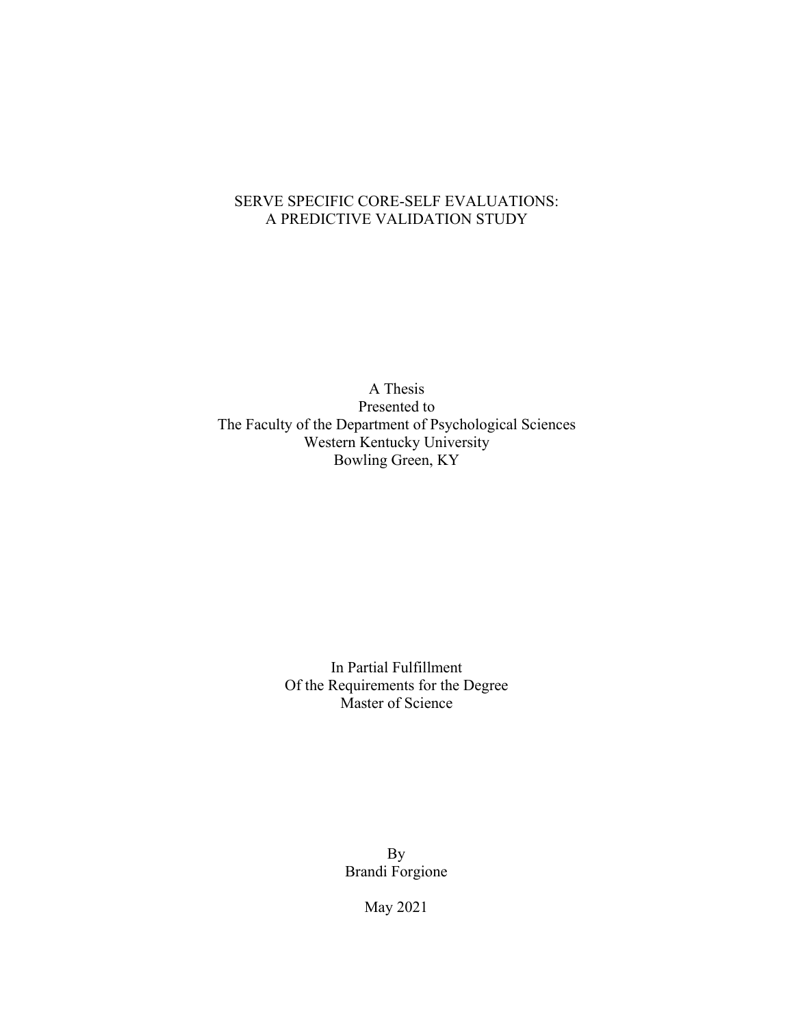# SERVE SPECIFIC CORE-SELF EVALUATIONS: A PREDICTIVE VALIDATION STUDY

A Thesis
Presented to
The Faculty of the Department of Psychological Sciences
Western Kentucky University
Bowling Green, KY

In Partial Fulfillment
Of the Requirements for the Degree
Master of Science

By
Brandi Forgione

May 2021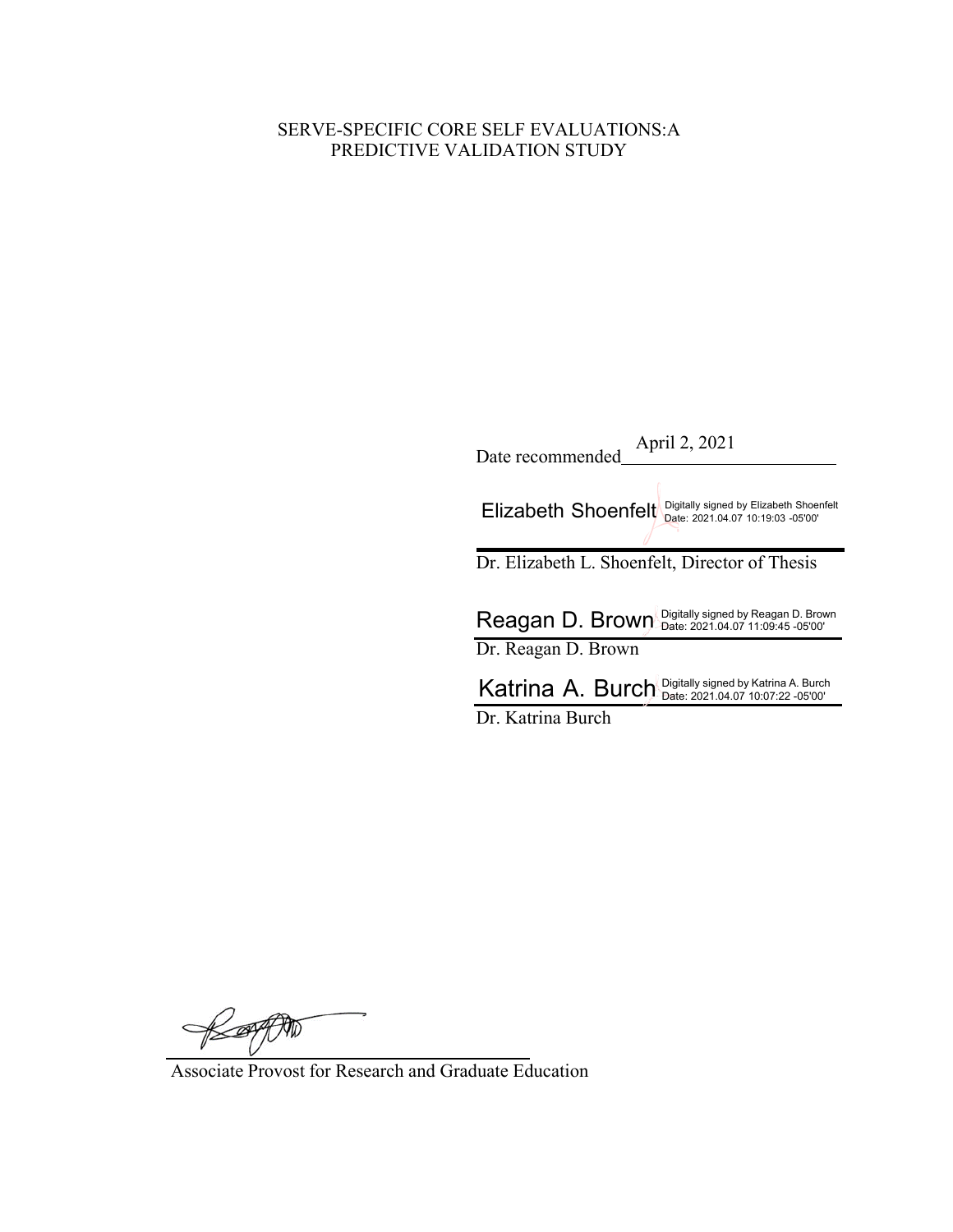SERVE-SPECIFIC CORE SELF EVALUATIONS:A PREDICTIVE VALIDATION STUDY

Date recommended April 2, 2021

Elizabeth Shoenfelt Digitally signed by Elizabeth Shoenfelt Date: 2021.04.07 10:19:03 -05'00'

Dr. Elizabeth L. Shoenfelt, Director of Thesis

Reagan D. Brown Digitally signed by Reagan D. Brown Date: 2021.04.07 11:09:45 -05'00'

Dr. Reagan D. Brown

Katrina A. Burch Digitally signed by Katrina A. Burch Date: 2021.04.07 10:07:22 -05'00'

Dr. Katrina Burch

Associate Provost for Research and Graduate Education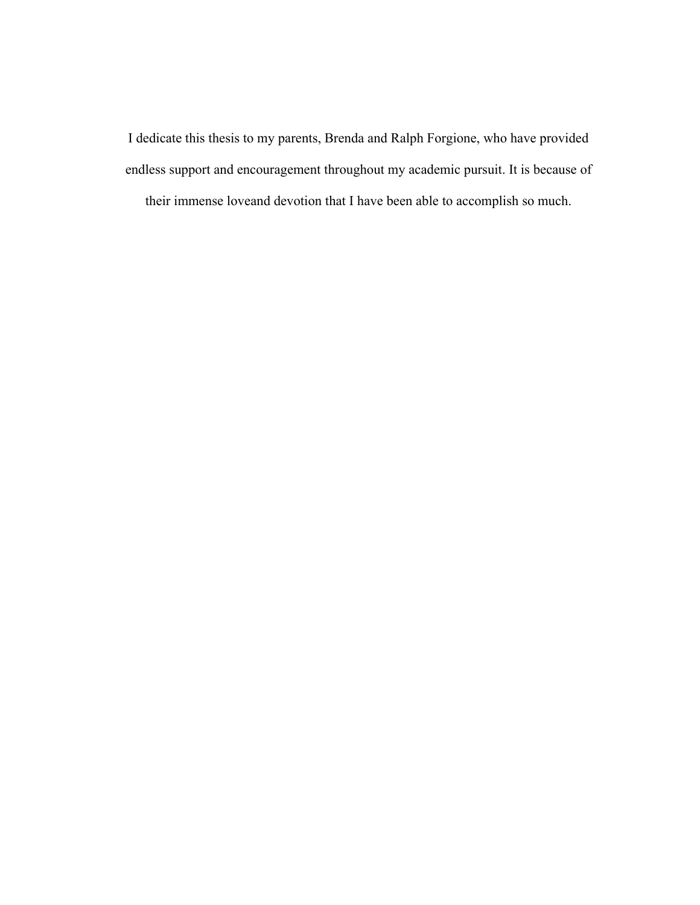I dedicate this thesis to my parents, Brenda and Ralph Forgione, who have provided endless support and encouragement throughout my academic pursuit. It is because of their immense loveand devotion that I have been able to accomplish so much.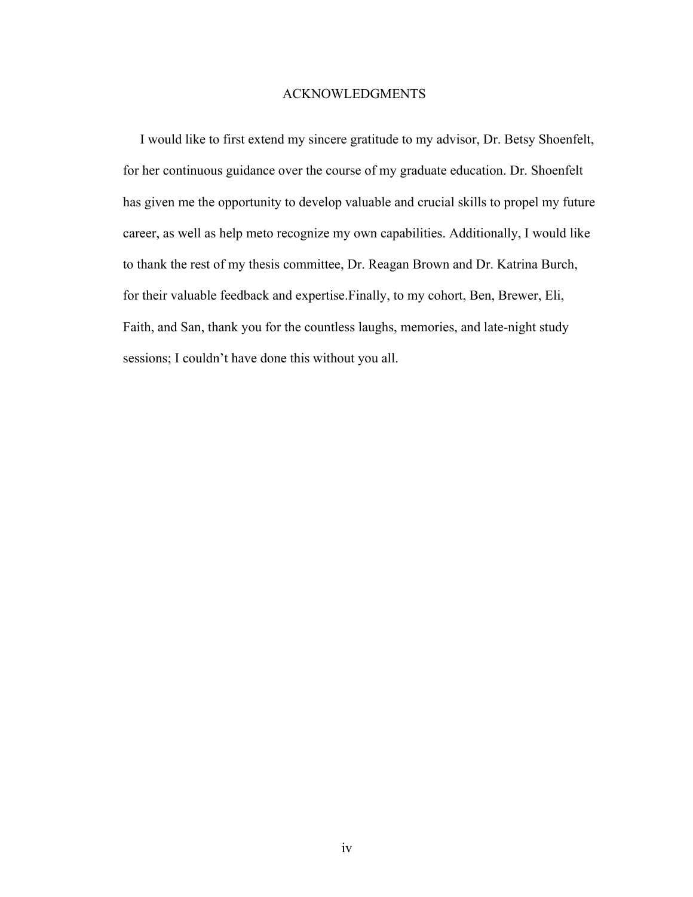# ACKNOWLEDGMENTS

I would like to first extend my sincere gratitude to my advisor, Dr. Betsy Shoenfelt, for her continuous guidance over the course of my graduate education. Dr. Shoenfelt has given me the opportunity to develop valuable and crucial skills to propel my future career, as well as help meto recognize my own capabilities. Additionally, I would like to thank the rest of my thesis committee, Dr. Reagan Brown and Dr. Katrina Burch, for their valuable feedback and expertise.Finally, to my cohort, Ben, Brewer, Eli, Faith, and San, thank you for the countless laughs, memories, and late-night study sessions; I couldn't have done this without you all.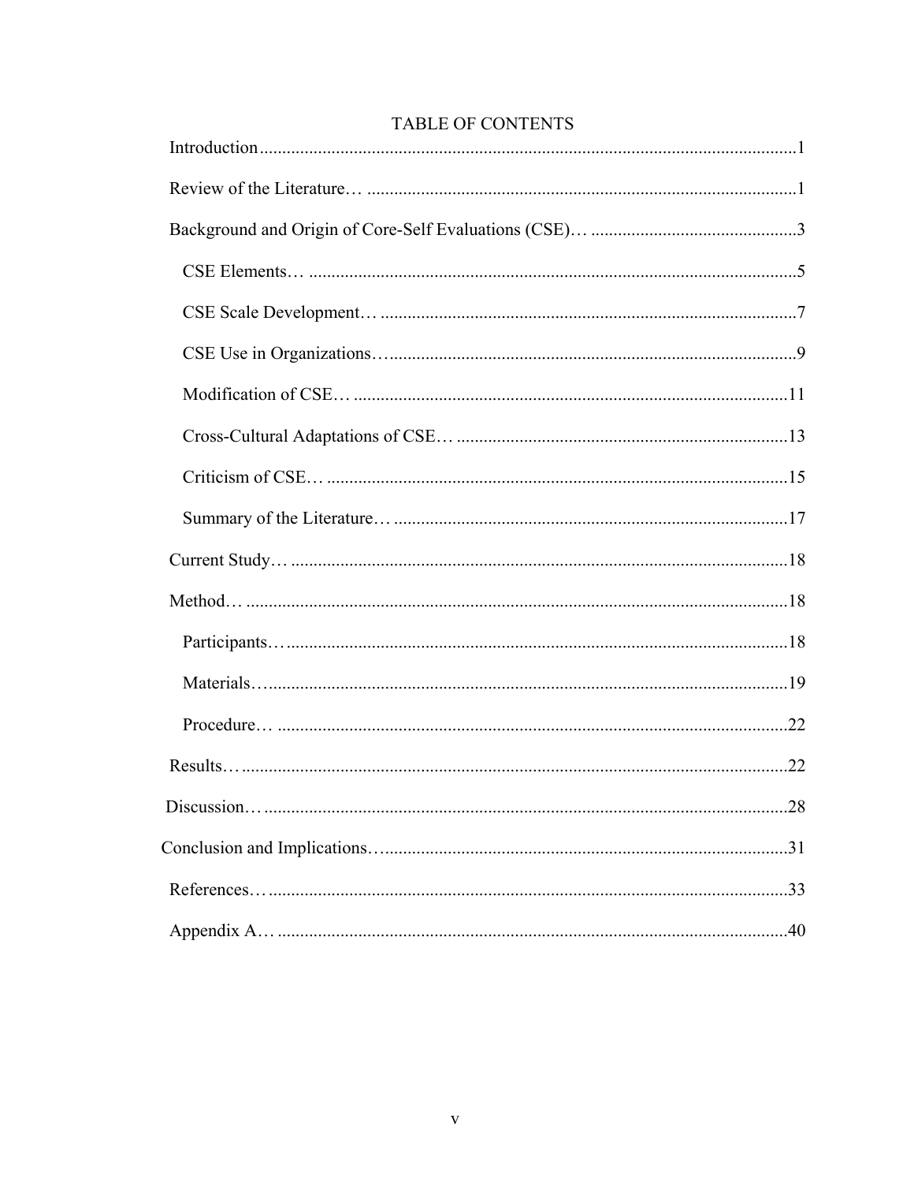# TABLE OF CONTENTS

Introduction.......................................................................................................................1

Review of the Literature… ................................................................................................1

Background and Origin of Core-Self Evaluations (CSE)… ..............................................3

- CSE Elements… ............................................................................................................5
- CSE Scale Development… ............................................................................................7
- CSE Use in Organizations…..........................................................................................9
- Modification of CSE… ................................................................................................11
- Cross-Cultural Adaptations of CSE… .........................................................................13
- Criticism of CSE… ......................................................................................................15
- Summary of the Literature… ........................................................................................17

Current Study… ...............................................................................................................18

Method… .........................................................................................................................18

- Participants…...............................................................................................................18
- Materials…...................................................................................................................19
- Procedure… .................................................................................................................22

Results… ..........................................................................................................................22

Discussion… .....................................................................................................................28

Conclusion and Implications… ........................................................................................31

References… .....................................................................................................................33

Appendix A… ..................................................................................................................40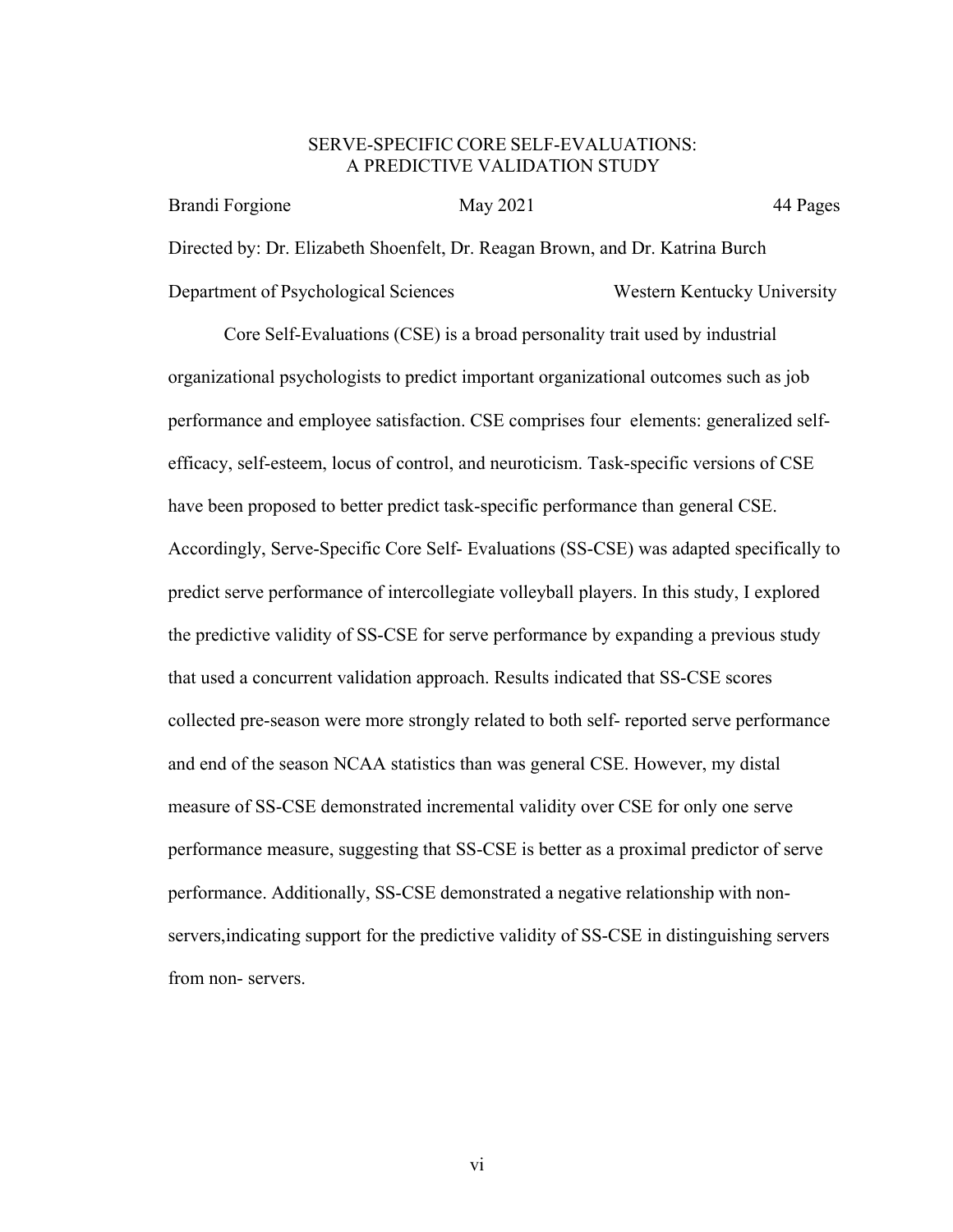# SERVE-SPECIFIC CORE SELF-EVALUATIONS: A PREDICTIVE VALIDATION STUDY

Brandi Forgione May 2021 44 Pages

Directed by: Dr. Elizabeth Shoenfelt, Dr. Reagan Brown, and Dr. Katrina Burch

Department of Psychological Sciences Western Kentucky University

Core Self-Evaluations (CSE) is a broad personality trait used by industrial organizational psychologists to predict important organizational outcomes such as job performance and employee satisfaction. CSE comprises four elements: generalized self-efficacy, self-esteem, locus of control, and neuroticism. Task-specific versions of CSE have been proposed to better predict task-specific performance than general CSE. Accordingly, Serve-Specific Core Self- Evaluations (SS-CSE) was adapted specifically to predict serve performance of intercollegiate volleyball players. In this study, I explored the predictive validity of SS-CSE for serve performance by expanding a previous study that used a concurrent validation approach. Results indicated that SS-CSE scores collected pre-season were more strongly related to both self- reported serve performance and end of the season NCAA statistics than was general CSE. However, my distal measure of SS-CSE demonstrated incremental validity over CSE for only one serve performance measure, suggesting that SS-CSE is better as a proximal predictor of serve performance. Additionally, SS-CSE demonstrated a negative relationship with non-servers,indicating support for the predictive validity of SS-CSE in distinguishing servers from non- servers.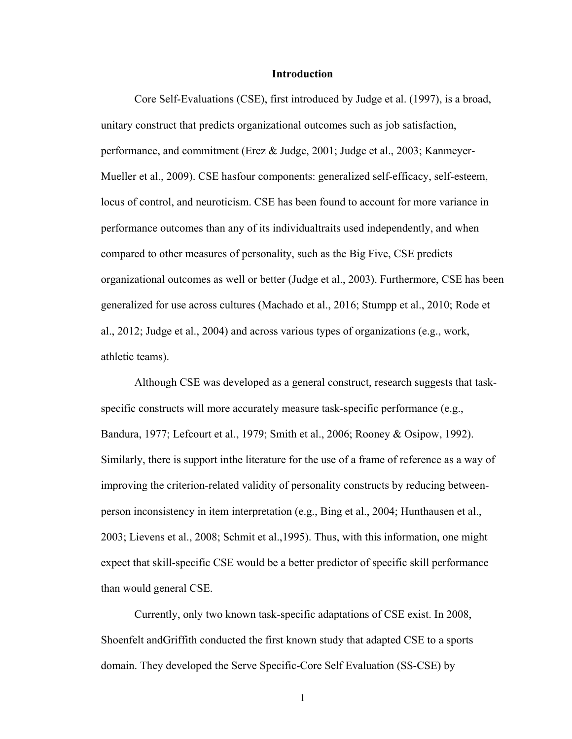# Introduction

Core Self-Evaluations (CSE), first introduced by Judge et al. (1997), is a broad, unitary construct that predicts organizational outcomes such as job satisfaction, performance, and commitment (Erez & Judge, 2001; Judge et al., 2003; Kanmeyer-Mueller et al., 2009). CSE hasfour components: generalized self-efficacy, self-esteem, locus of control, and neuroticism. CSE has been found to account for more variance in performance outcomes than any of its individualtraits used independently, and when compared to other measures of personality, such as the Big Five, CSE predicts organizational outcomes as well or better (Judge et al., 2003). Furthermore, CSE has been generalized for use across cultures (Machado et al., 2016; Stumpp et al., 2010; Rode et al., 2012; Judge et al., 2004) and across various types of organizations (e.g., work, athletic teams).

Although CSE was developed as a general construct, research suggests that task-specific constructs will more accurately measure task-specific performance (e.g., Bandura, 1977; Lefcourt et al., 1979; Smith et al., 2006; Rooney & Osipow, 1992). Similarly, there is support inthe literature for the use of a frame of reference as a way of improving the criterion-related validity of personality constructs by reducing between-person inconsistency in item interpretation (e.g., Bing et al., 2004; Hunthausen et al., 2003; Lievens et al., 2008; Schmit et al.,1995). Thus, with this information, one might expect that skill-specific CSE would be a better predictor of specific skill performance than would general CSE.

Currently, only two known task-specific adaptations of CSE exist. In 2008, Shoenfelt andGriffith conducted the first known study that adapted CSE to a sports domain. They developed the Serve Specific-Core Self Evaluation (SS-CSE) by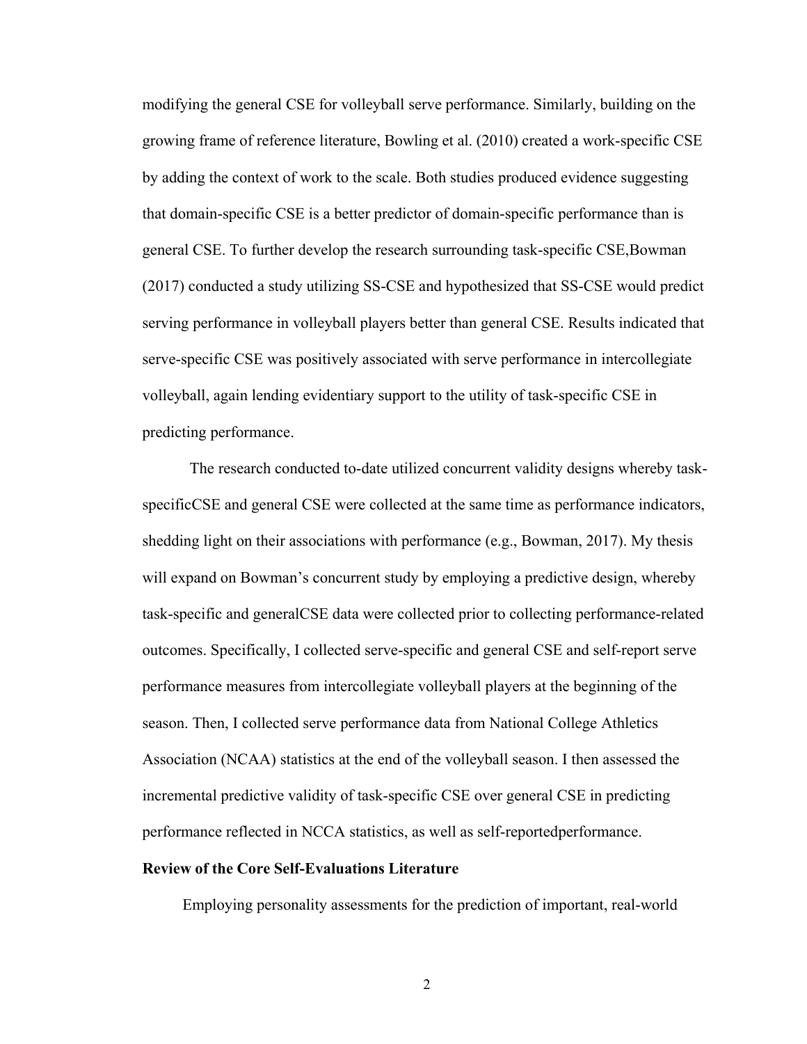modifying the general CSE for volleyball serve performance. Similarly, building on the growing frame of reference literature, Bowling et al. (2010) created a work-specific CSE by adding the context of work to the scale. Both studies produced evidence suggesting that domain-specific CSE is a better predictor of domain-specific performance than is general CSE. To further develop the research surrounding task-specific CSE,Bowman (2017) conducted a study utilizing SS-CSE and hypothesized that SS-CSE would predict serving performance in volleyball players better than general CSE. Results indicated that serve-specific CSE was positively associated with serve performance in intercollegiate volleyball, again lending evidentiary support to the utility of task-specific CSE in predicting performance.

The research conducted to-date utilized concurrent validity designs whereby task-specificCSE and general CSE were collected at the same time as performance indicators, shedding light on their associations with performance (e.g., Bowman, 2017). My thesis will expand on Bowman's concurrent study by employing a predictive design, whereby task-specific and generalCSE data were collected prior to collecting performance-related outcomes. Specifically, I collected serve-specific and general CSE and self-report serve performance measures from intercollegiate volleyball players at the beginning of the season. Then, I collected serve performance data from National College Athletics Association (NCAA) statistics at the end of the volleyball season. I then assessed the incremental predictive validity of task-specific CSE over general CSE in predicting performance reflected in NCCA statistics, as well as self-reportedperformance.

**Review of the Core Self-Evaluations Literature**

Employing personality assessments for the prediction of important, real-world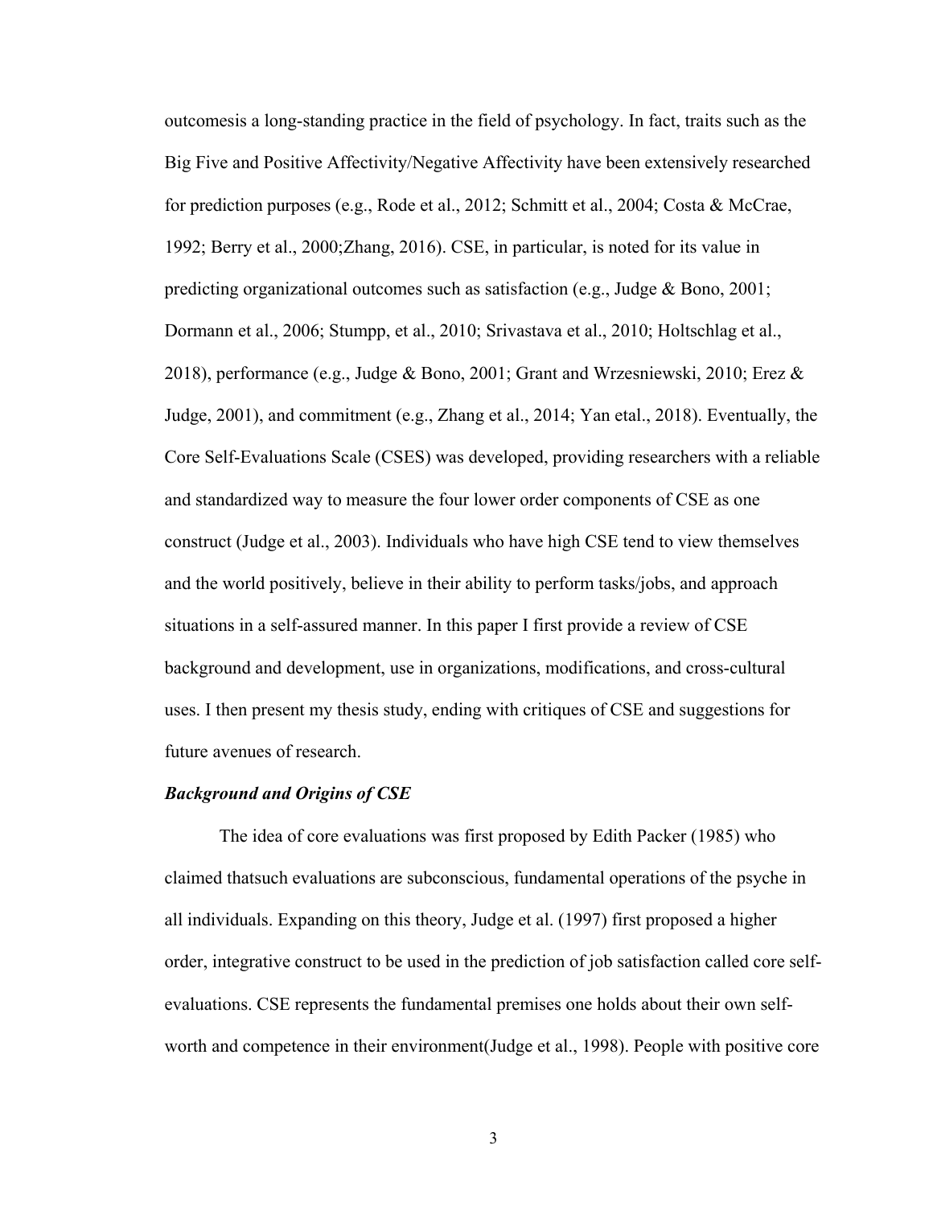outcomesis a long-standing practice in the field of psychology. In fact, traits such as the Big Five and Positive Affectivity/Negative Affectivity have been extensively researched for prediction purposes (e.g., Rode et al., 2012; Schmitt et al., 2004; Costa & McCrae, 1992; Berry et al., 2000;Zhang, 2016). CSE, in particular, is noted for its value in predicting organizational outcomes such as satisfaction (e.g., Judge & Bono, 2001; Dormann et al., 2006; Stumpp, et al., 2010; Srivastava et al., 2010; Holtschlag et al., 2018), performance (e.g., Judge & Bono, 2001; Grant and Wrzesniewski, 2010; Erez & Judge, 2001), and commitment (e.g., Zhang et al., 2014; Yan etal., 2018). Eventually, the Core Self-Evaluations Scale (CSES) was developed, providing researchers with a reliable and standardized way to measure the four lower order components of CSE as one construct (Judge et al., 2003). Individuals who have high CSE tend to view themselves and the world positively, believe in their ability to perform tasks/jobs, and approach situations in a self-assured manner. In this paper I first provide a review of CSE background and development, use in organizations, modifications, and cross-cultural uses. I then present my thesis study, ending with critiques of CSE and suggestions for future avenues of research.

***Background and Origins of CSE***

The idea of core evaluations was first proposed by Edith Packer (1985) who claimed thatsuch evaluations are subconscious, fundamental operations of the psyche in all individuals. Expanding on this theory, Judge et al. (1997) first proposed a higher order, integrative construct to be used in the prediction of job satisfaction called core self-evaluations. CSE represents the fundamental premises one holds about their own self-worth and competence in their environment(Judge et al., 1998). People with positive core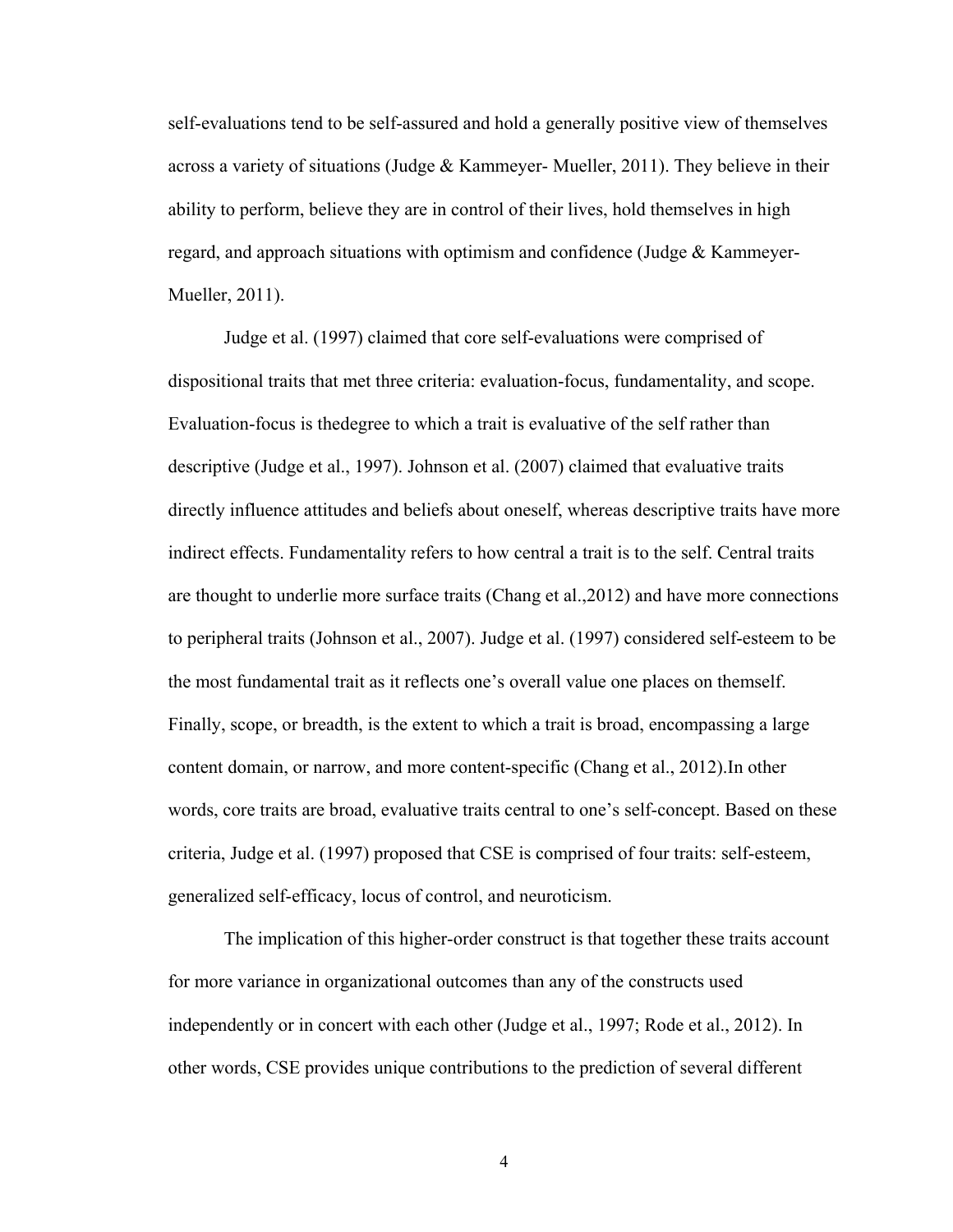self-evaluations tend to be self-assured and hold a generally positive view of themselves across a variety of situations (Judge & Kammeyer- Mueller, 2011). They believe in their ability to perform, believe they are in control of their lives, hold themselves in high regard, and approach situations with optimism and confidence (Judge & Kammeyer-Mueller, 2011).

Judge et al. (1997) claimed that core self-evaluations were comprised of dispositional traits that met three criteria: evaluation-focus, fundamentality, and scope. Evaluation-focus is thedegree to which a trait is evaluative of the self rather than descriptive (Judge et al., 1997). Johnson et al. (2007) claimed that evaluative traits directly influence attitudes and beliefs about oneself, whereas descriptive traits have more indirect effects. Fundamentality refers to how central a trait is to the self. Central traits are thought to underlie more surface traits (Chang et al.,2012) and have more connections to peripheral traits (Johnson et al., 2007). Judge et al. (1997) considered self-esteem to be the most fundamental trait as it reflects one's overall value one places on themself. Finally, scope, or breadth, is the extent to which a trait is broad, encompassing a large content domain, or narrow, and more content-specific (Chang et al., 2012).In other words, core traits are broad, evaluative traits central to one's self-concept. Based on these criteria, Judge et al. (1997) proposed that CSE is comprised of four traits: self-esteem, generalized self-efficacy, locus of control, and neuroticism.

The implication of this higher-order construct is that together these traits account for more variance in organizational outcomes than any of the constructs used independently or in concert with each other (Judge et al., 1997; Rode et al., 2012). In other words, CSE provides unique contributions to the prediction of several different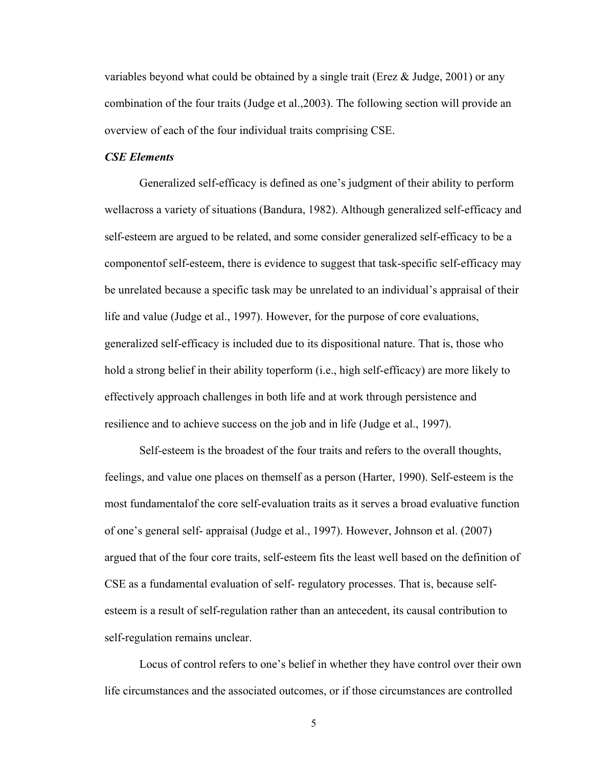variables beyond what could be obtained by a single trait (Erez & Judge, 2001) or any combination of the four traits (Judge et al.,2003). The following section will provide an overview of each of the four individual traits comprising CSE.

### *CSE Elements*

Generalized self-efficacy is defined as one's judgment of their ability to perform wellacross a variety of situations (Bandura, 1982). Although generalized self-efficacy and self-esteem are argued to be related, and some consider generalized self-efficacy to be a componentof self-esteem, there is evidence to suggest that task-specific self-efficacy may be unrelated because a specific task may be unrelated to an individual's appraisal of their life and value (Judge et al., 1997). However, for the purpose of core evaluations, generalized self-efficacy is included due to its dispositional nature. That is, those who hold a strong belief in their ability toperform (i.e., high self-efficacy) are more likely to effectively approach challenges in both life and at work through persistence and resilience and to achieve success on the job and in life (Judge et al., 1997).

Self-esteem is the broadest of the four traits and refers to the overall thoughts, feelings, and value one places on themself as a person (Harter, 1990). Self-esteem is the most fundamentalof the core self-evaluation traits as it serves a broad evaluative function of one's general self- appraisal (Judge et al., 1997). However, Johnson et al. (2007) argued that of the four core traits, self-esteem fits the least well based on the definition of CSE as a fundamental evaluation of self- regulatory processes. That is, because self-esteem is a result of self-regulation rather than an antecedent, its causal contribution to self-regulation remains unclear.

Locus of control refers to one's belief in whether they have control over their own life circumstances and the associated outcomes, or if those circumstances are controlled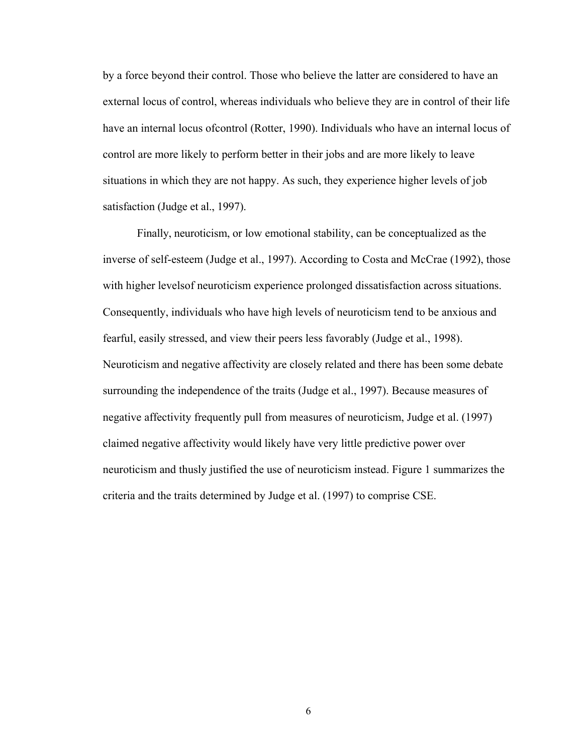by a force beyond their control. Those who believe the latter are considered to have an external locus of control, whereas individuals who believe they are in control of their life have an internal locus ofcontrol (Rotter, 1990). Individuals who have an internal locus of control are more likely to perform better in their jobs and are more likely to leave situations in which they are not happy. As such, they experience higher levels of job satisfaction (Judge et al., 1997).

Finally, neuroticism, or low emotional stability, can be conceptualized as the inverse of self-esteem (Judge et al., 1997). According to Costa and McCrae (1992), those with higher levelsof neuroticism experience prolonged dissatisfaction across situations. Consequently, individuals who have high levels of neuroticism tend to be anxious and fearful, easily stressed, and view their peers less favorably (Judge et al., 1998). Neuroticism and negative affectivity are closely related and there has been some debate surrounding the independence of the traits (Judge et al., 1997). Because measures of negative affectivity frequently pull from measures of neuroticism, Judge et al. (1997) claimed negative affectivity would likely have very little predictive power over neuroticism and thusly justified the use of neuroticism instead. Figure 1 summarizes the criteria and the traits determined by Judge et al. (1997) to comprise CSE.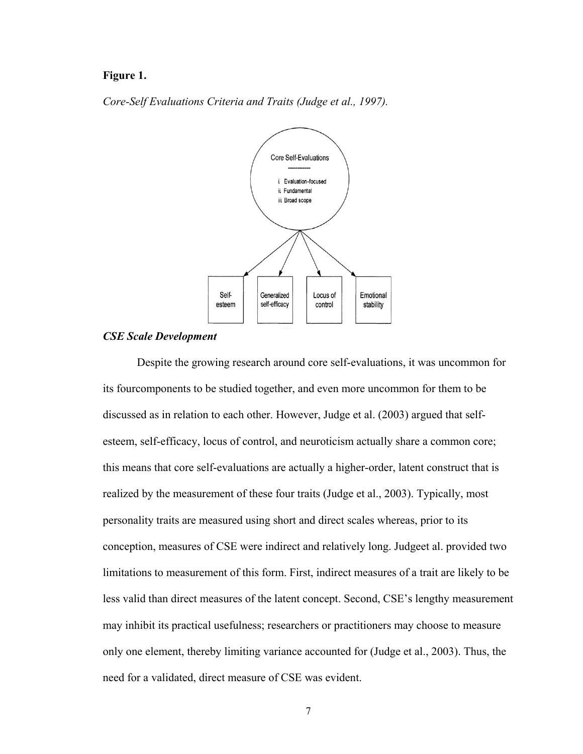**Figure 1.**

*Core-Self Evaluations Criteria and Traits (Judge et al., 1997).*

Core Self-Evaluations

i. Evaluation-focused
ii. Fundamental
iii. Broad scope

Self-esteem | Generalized self-efficacy | Locus of control | Emotional stability

***CSE Scale Development***

Despite the growing research around core self-evaluations, it was uncommon for its fourcomponents to be studied together, and even more uncommon for them to be discussed as in relation to each other. However, Judge et al. (2003) argued that self-esteem, self-efficacy, locus of control, and neuroticism actually share a common core; this means that core self-evaluations are actually a higher-order, latent construct that is realized by the measurement of these four traits (Judge et al., 2003). Typically, most personality traits are measured using short and direct scales whereas, prior to its conception, measures of CSE were indirect and relatively long. Judgeet al. provided two limitations to measurement of this form. First, indirect measures of a trait are likely to be less valid than direct measures of the latent concept. Second, CSE's lengthy measurement may inhibit its practical usefulness; researchers or practitioners may choose to measure only one element, thereby limiting variance accounted for (Judge et al., 2003). Thus, the need for a validated, direct measure of CSE was evident.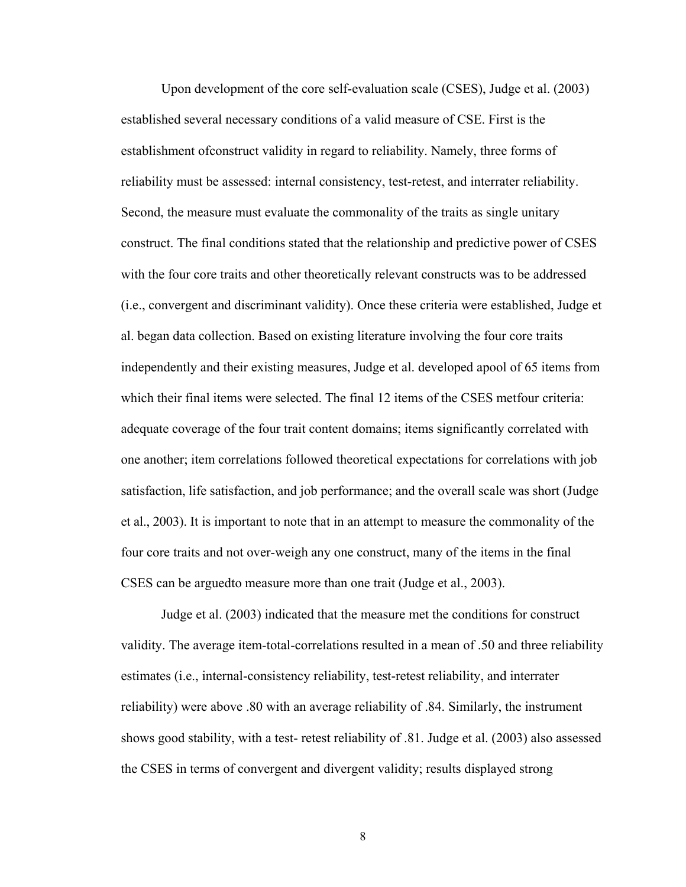Upon development of the core self-evaluation scale (CSES), Judge et al. (2003) established several necessary conditions of a valid measure of CSE. First is the establishment ofconstruct validity in regard to reliability. Namely, three forms of reliability must be assessed: internal consistency, test-retest, and interrater reliability. Second, the measure must evaluate the commonality of the traits as single unitary construct. The final conditions stated that the relationship and predictive power of CSES with the four core traits and other theoretically relevant constructs was to be addressed (i.e., convergent and discriminant validity). Once these criteria were established, Judge et al. began data collection. Based on existing literature involving the four core traits independently and their existing measures, Judge et al. developed apool of 65 items from which their final items were selected. The final 12 items of the CSES metfour criteria: adequate coverage of the four trait content domains; items significantly correlated with one another; item correlations followed theoretical expectations for correlations with job satisfaction, life satisfaction, and job performance; and the overall scale was short (Judge et al., 2003). It is important to note that in an attempt to measure the commonality of the four core traits and not over-weigh any one construct, many of the items in the final CSES can be arguedto measure more than one trait (Judge et al., 2003).

Judge et al. (2003) indicated that the measure met the conditions for construct validity. The average item-total-correlations resulted in a mean of .50 and three reliability estimates (i.e., internal-consistency reliability, test-retest reliability, and interrater reliability) were above .80 with an average reliability of .84. Similarly, the instrument shows good stability, with a test- retest reliability of .81. Judge et al. (2003) also assessed the CSES in terms of convergent and divergent validity; results displayed strong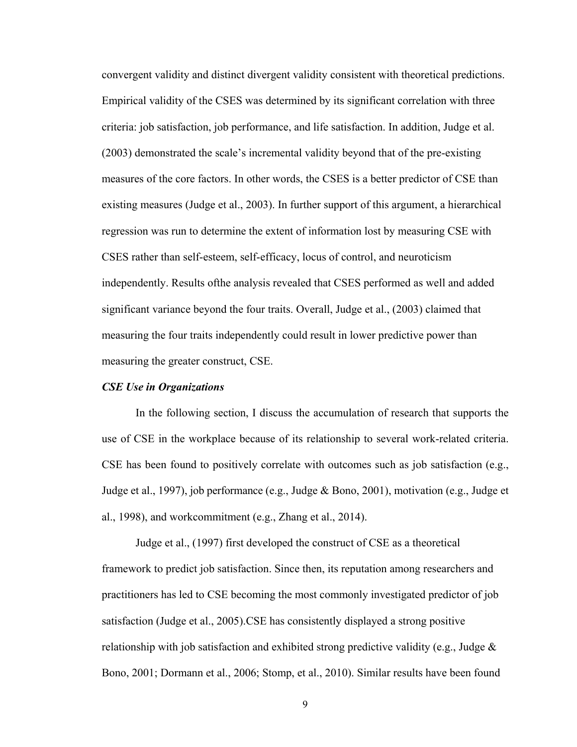convergent validity and distinct divergent validity consistent with theoretical predictions. Empirical validity of the CSES was determined by its significant correlation with three criteria: job satisfaction, job performance, and life satisfaction. In addition, Judge et al. (2003) demonstrated the scale's incremental validity beyond that of the pre-existing measures of the core factors. In other words, the CSES is a better predictor of CSE than existing measures (Judge et al., 2003). In further support of this argument, a hierarchical regression was run to determine the extent of information lost by measuring CSE with CSES rather than self-esteem, self-efficacy, locus of control, and neuroticism independently. Results ofthe analysis revealed that CSES performed as well and added significant variance beyond the four traits. Overall, Judge et al., (2003) claimed that measuring the four traits independently could result in lower predictive power than measuring the greater construct, CSE.

### *CSE Use in Organizations*

In the following section, I discuss the accumulation of research that supports the use of CSE in the workplace because of its relationship to several work-related criteria. CSE has been found to positively correlate with outcomes such as job satisfaction (e.g., Judge et al., 1997), job performance (e.g., Judge & Bono, 2001), motivation (e.g., Judge et al., 1998), and workcommitment (e.g., Zhang et al., 2014).

Judge et al., (1997) first developed the construct of CSE as a theoretical framework to predict job satisfaction. Since then, its reputation among researchers and practitioners has led to CSE becoming the most commonly investigated predictor of job satisfaction (Judge et al., 2005).CSE has consistently displayed a strong positive relationship with job satisfaction and exhibited strong predictive validity (e.g., Judge & Bono, 2001; Dormann et al., 2006; Stomp, et al., 2010). Similar results have been found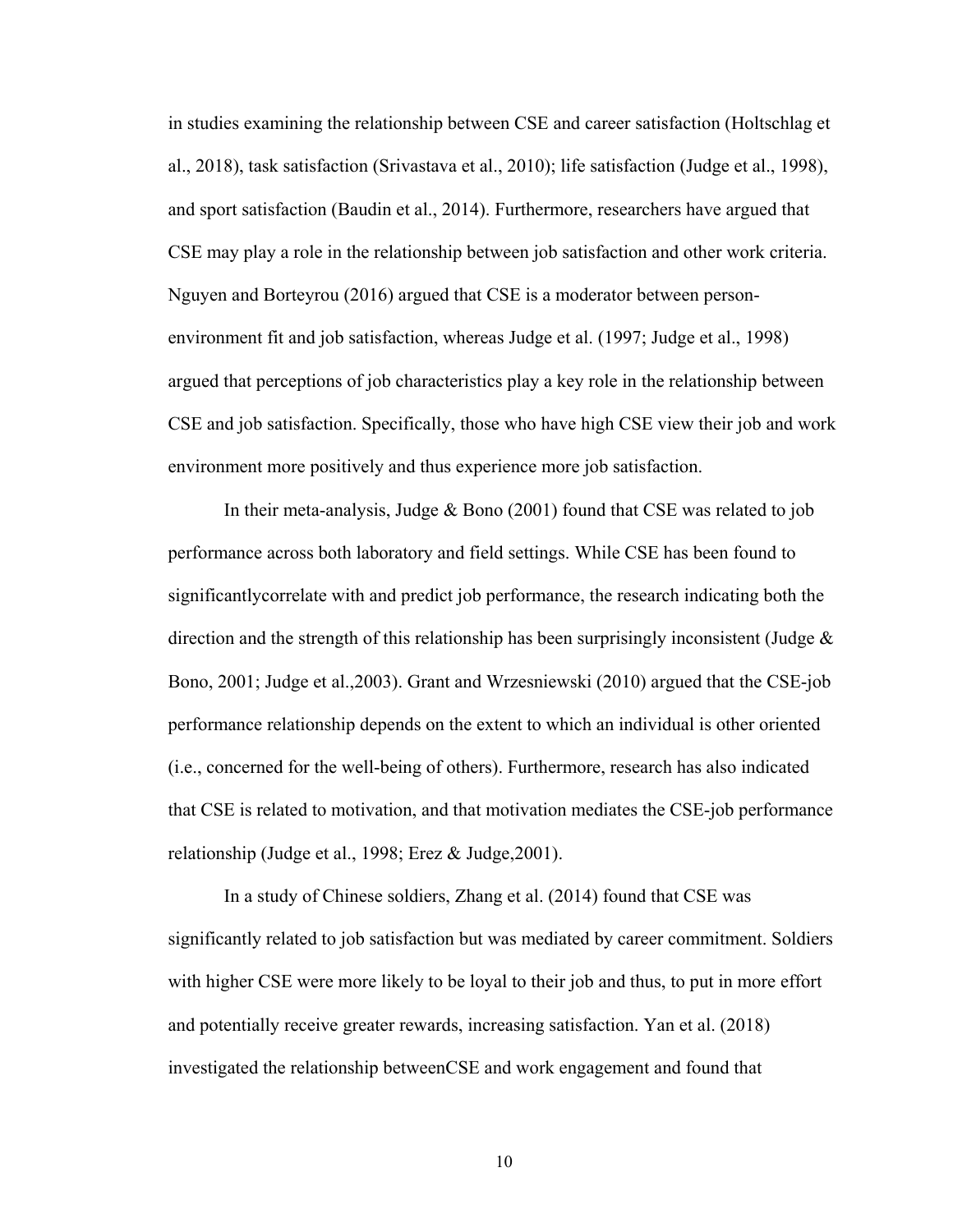in studies examining the relationship between CSE and career satisfaction (Holtschlag et al., 2018), task satisfaction (Srivastava et al., 2010); life satisfaction (Judge et al., 1998), and sport satisfaction (Baudin et al., 2014). Furthermore, researchers have argued that CSE may play a role in the relationship between job satisfaction and other work criteria. Nguyen and Borteyrou (2016) argued that CSE is a moderator between person-environment fit and job satisfaction, whereas Judge et al. (1997; Judge et al., 1998) argued that perceptions of job characteristics play a key role in the relationship between CSE and job satisfaction. Specifically, those who have high CSE view their job and work environment more positively and thus experience more job satisfaction.

In their meta-analysis, Judge & Bono (2001) found that CSE was related to job performance across both laboratory and field settings. While CSE has been found to significantlycorrelate with and predict job performance, the research indicating both the direction and the strength of this relationship has been surprisingly inconsistent (Judge & Bono, 2001; Judge et al.,2003). Grant and Wrzesniewski (2010) argued that the CSE-job performance relationship depends on the extent to which an individual is other oriented (i.e., concerned for the well-being of others). Furthermore, research has also indicated that CSE is related to motivation, and that motivation mediates the CSE-job performance relationship (Judge et al., 1998; Erez & Judge,2001).

In a study of Chinese soldiers, Zhang et al. (2014) found that CSE was significantly related to job satisfaction but was mediated by career commitment. Soldiers with higher CSE were more likely to be loyal to their job and thus, to put in more effort and potentially receive greater rewards, increasing satisfaction. Yan et al. (2018) investigated the relationship betweenCSE and work engagement and found that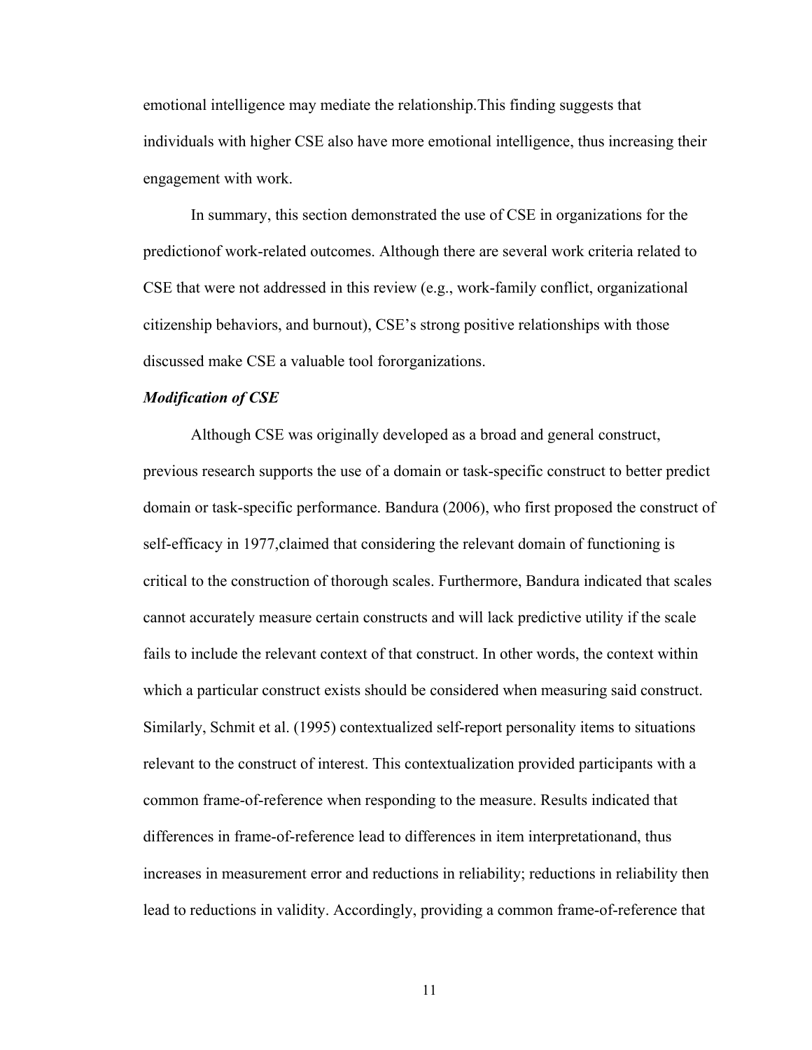emotional intelligence may mediate the relationship.This finding suggests that individuals with higher CSE also have more emotional intelligence, thus increasing their engagement with work.

In summary, this section demonstrated the use of CSE in organizations for the predictionof work-related outcomes. Although there are several work criteria related to CSE that were not addressed in this review (e.g., work-family conflict, organizational citizenship behaviors, and burnout), CSE's strong positive relationships with those discussed make CSE a valuable tool fororganizations.

***Modification of CSE***

Although CSE was originally developed as a broad and general construct, previous research supports the use of a domain or task-specific construct to better predict domain or task-specific performance. Bandura (2006), who first proposed the construct of self-efficacy in 1977,claimed that considering the relevant domain of functioning is critical to the construction of thorough scales. Furthermore, Bandura indicated that scales cannot accurately measure certain constructs and will lack predictive utility if the scale fails to include the relevant context of that construct. In other words, the context within which a particular construct exists should be considered when measuring said construct. Similarly, Schmit et al. (1995) contextualized self-report personality items to situations relevant to the construct of interest. This contextualization provided participants with a common frame-of-reference when responding to the measure. Results indicated that differences in frame-of-reference lead to differences in item interpretationand, thus increases in measurement error and reductions in reliability; reductions in reliability then lead to reductions in validity. Accordingly, providing a common frame-of-reference that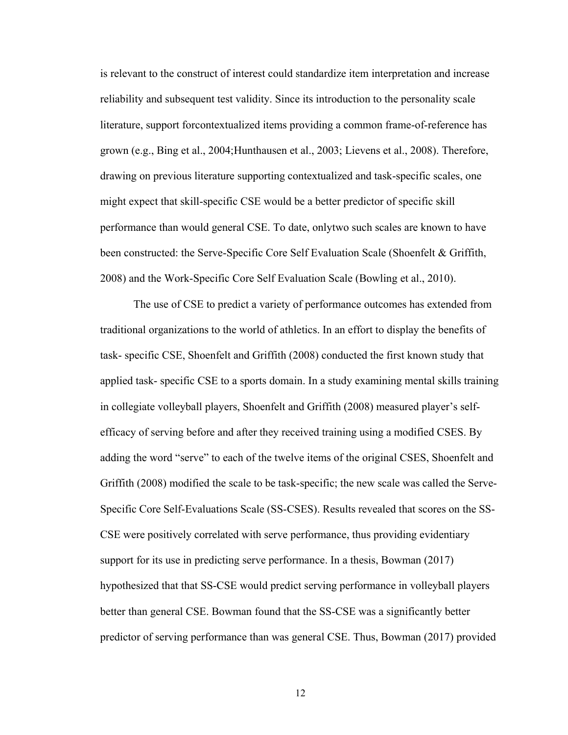is relevant to the construct of interest could standardize item interpretation and increase reliability and subsequent test validity. Since its introduction to the personality scale literature, support forcontextualized items providing a common frame-of-reference has grown (e.g., Bing et al., 2004;Hunthausen et al., 2003; Lievens et al., 2008). Therefore, drawing on previous literature supporting contextualized and task-specific scales, one might expect that skill-specific CSE would be a better predictor of specific skill performance than would general CSE. To date, onlytwo such scales are known to have been constructed: the Serve-Specific Core Self Evaluation Scale (Shoenfelt & Griffith, 2008) and the Work-Specific Core Self Evaluation Scale (Bowling et al., 2010).

The use of CSE to predict a variety of performance outcomes has extended from traditional organizations to the world of athletics. In an effort to display the benefits of task- specific CSE, Shoenfelt and Griffith (2008) conducted the first known study that applied task- specific CSE to a sports domain. In a study examining mental skills training in collegiate volleyball players, Shoenfelt and Griffith (2008) measured player's self-efficacy of serving before and after they received training using a modified CSES. By adding the word "serve" to each of the twelve items of the original CSES, Shoenfelt and Griffith (2008) modified the scale to be task-specific; the new scale was called the Serve-Specific Core Self-Evaluations Scale (SS-CSES). Results revealed that scores on the SS-CSE were positively correlated with serve performance, thus providing evidentiary support for its use in predicting serve performance. In a thesis, Bowman (2017) hypothesized that that SS-CSE would predict serving performance in volleyball players better than general CSE. Bowman found that the SS-CSE was a significantly better predictor of serving performance than was general CSE. Thus, Bowman (2017) provided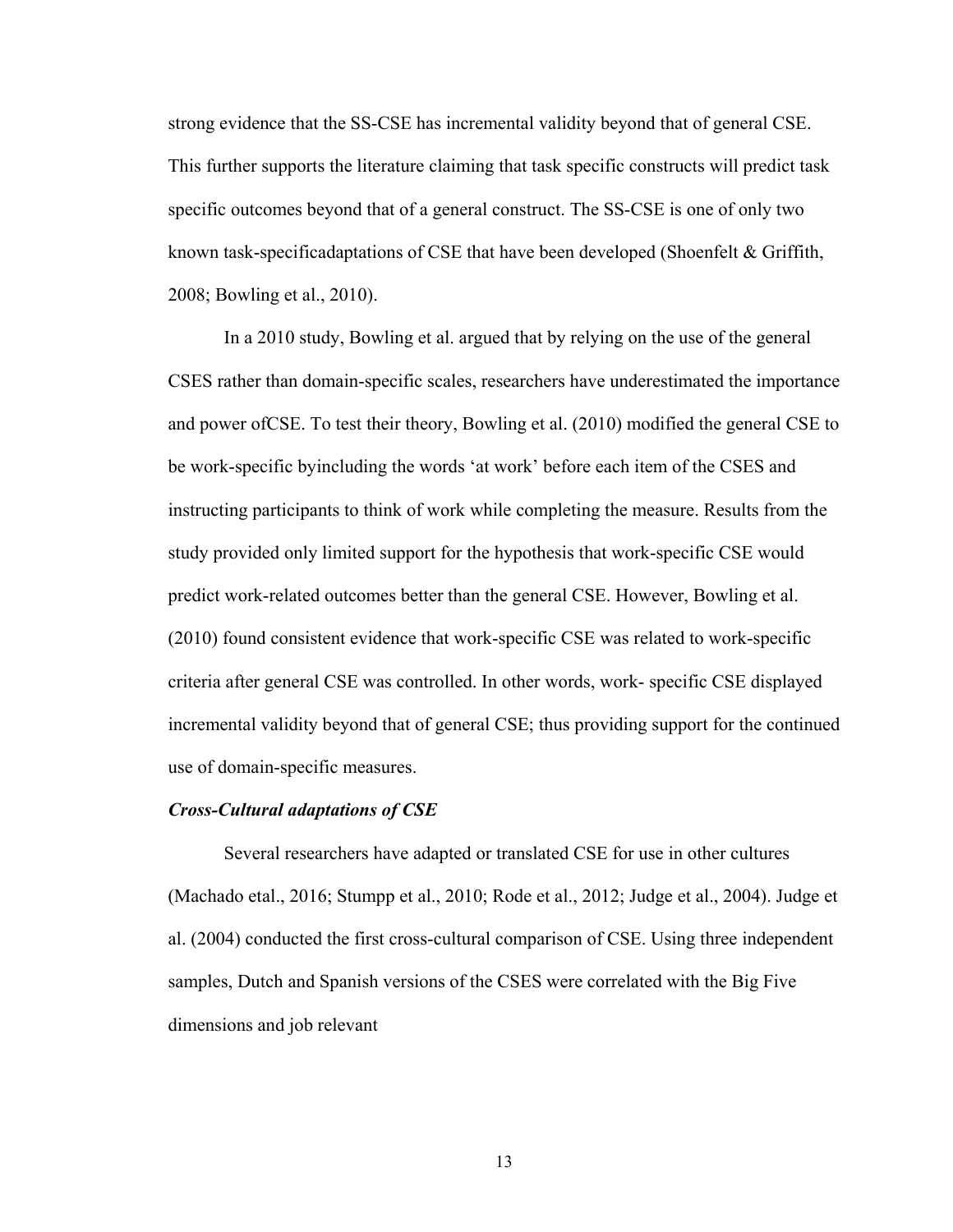strong evidence that the SS-CSE has incremental validity beyond that of general CSE. This further supports the literature claiming that task specific constructs will predict task specific outcomes beyond that of a general construct. The SS-CSE is one of only two known task-specificadaptations of CSE that have been developed (Shoenfelt & Griffith, 2008; Bowling et al., 2010).

In a 2010 study, Bowling et al. argued that by relying on the use of the general CSES rather than domain-specific scales, researchers have underestimated the importance and power ofCSE. To test their theory, Bowling et al. (2010) modified the general CSE to be work-specific byincluding the words 'at work' before each item of the CSES and instructing participants to think of work while completing the measure. Results from the study provided only limited support for the hypothesis that work-specific CSE would predict work-related outcomes better than the general CSE. However, Bowling et al. (2010) found consistent evidence that work-specific CSE was related to work-specific criteria after general CSE was controlled. In other words, work- specific CSE displayed incremental validity beyond that of general CSE; thus providing support for the continued use of domain-specific measures.

***Cross-Cultural adaptations of CSE***

Several researchers have adapted or translated CSE for use in other cultures (Machado etal., 2016; Stumpp et al., 2010; Rode et al., 2012; Judge et al., 2004). Judge et al. (2004) conducted the first cross-cultural comparison of CSE. Using three independent samples, Dutch and Spanish versions of the CSES were correlated with the Big Five dimensions and job relevant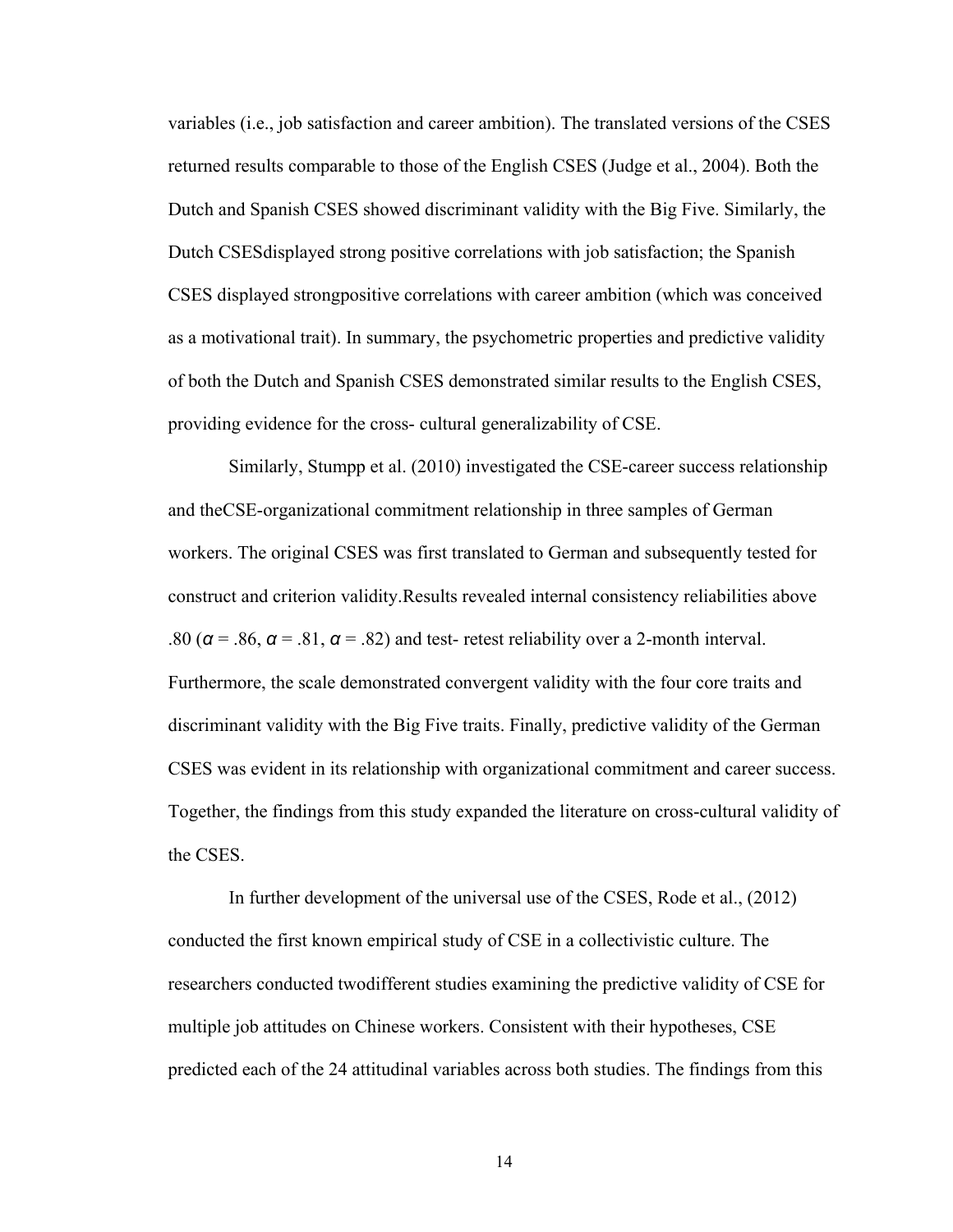variables (i.e., job satisfaction and career ambition). The translated versions of the CSES returned results comparable to those of the English CSES (Judge et al., 2004). Both the Dutch and Spanish CSES showed discriminant validity with the Big Five. Similarly, the Dutch CSESdisplayed strong positive correlations with job satisfaction; the Spanish CSES displayed strongpositive correlations with career ambition (which was conceived as a motivational trait). In summary, the psychometric properties and predictive validity of both the Dutch and Spanish CSES demonstrated similar results to the English CSES, providing evidence for the cross- cultural generalizability of CSE.

Similarly, Stumpp et al. (2010) investigated the CSE-career success relationship and theCSE-organizational commitment relationship in three samples of German workers. The original CSES was first translated to German and subsequently tested for construct and criterion validity.Results revealed internal consistency reliabilities above .80 ($\alpha$ = .86, $\alpha$ = .81, $\alpha$ = .82) and test- retest reliability over a 2-month interval. Furthermore, the scale demonstrated convergent validity with the four core traits and discriminant validity with the Big Five traits. Finally, predictive validity of the German CSES was evident in its relationship with organizational commitment and career success. Together, the findings from this study expanded the literature on cross-cultural validity of the CSES.

In further development of the universal use of the CSES, Rode et al., (2012) conducted the first known empirical study of CSE in a collectivistic culture. The researchers conducted twodifferent studies examining the predictive validity of CSE for multiple job attitudes on Chinese workers. Consistent with their hypotheses, CSE predicted each of the 24 attitudinal variables across both studies. The findings from this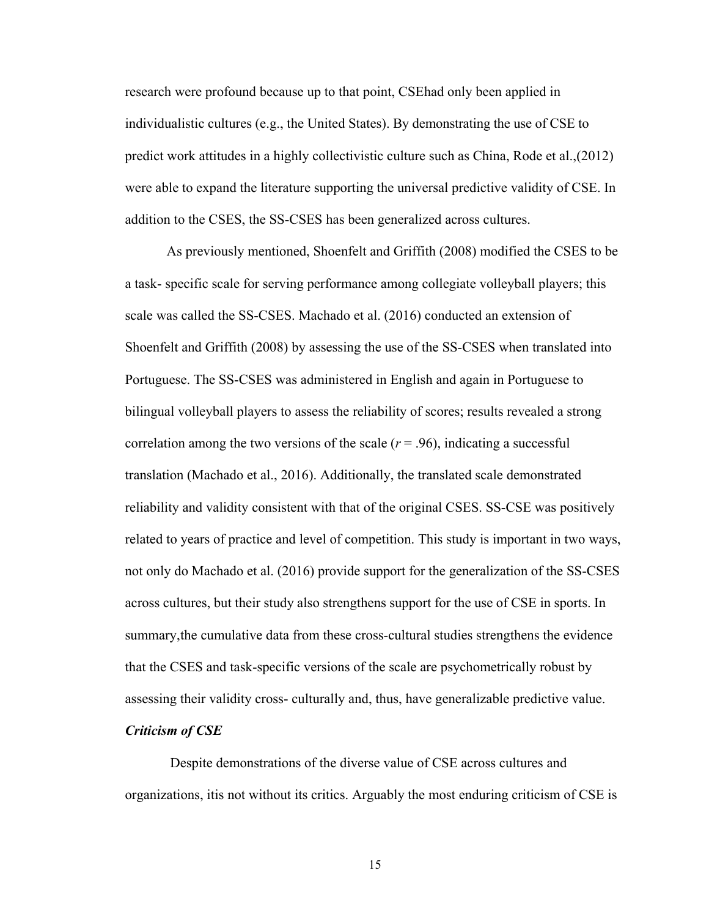research were profound because up to that point, CSEhad only been applied in individualistic cultures (e.g., the United States). By demonstrating the use of CSE to predict work attitudes in a highly collectivistic culture such as China, Rode et al.,(2012) were able to expand the literature supporting the universal predictive validity of CSE. In addition to the CSES, the SS-CSES has been generalized across cultures.

As previously mentioned, Shoenfelt and Griffith (2008) modified the CSES to be a task- specific scale for serving performance among collegiate volleyball players; this scale was called the SS-CSES. Machado et al. (2016) conducted an extension of Shoenfelt and Griffith (2008) by assessing the use of the SS-CSES when translated into Portuguese. The SS-CSES was administered in English and again in Portuguese to bilingual volleyball players to assess the reliability of scores; results revealed a strong correlation among the two versions of the scale ($r = .96$), indicating a successful translation (Machado et al., 2016). Additionally, the translated scale demonstrated reliability and validity consistent with that of the original CSES. SS-CSE was positively related to years of practice and level of competition. This study is important in two ways, not only do Machado et al. (2016) provide support for the generalization of the SS-CSES across cultures, but their study also strengthens support for the use of CSE in sports. In summary,the cumulative data from these cross-cultural studies strengthens the evidence that the CSES and task-specific versions of the scale are psychometrically robust by assessing their validity cross- culturally and, thus, have generalizable predictive value.

### *Criticism of CSE*

Despite demonstrations of the diverse value of CSE across cultures and organizations, itis not without its critics. Arguably the most enduring criticism of CSE is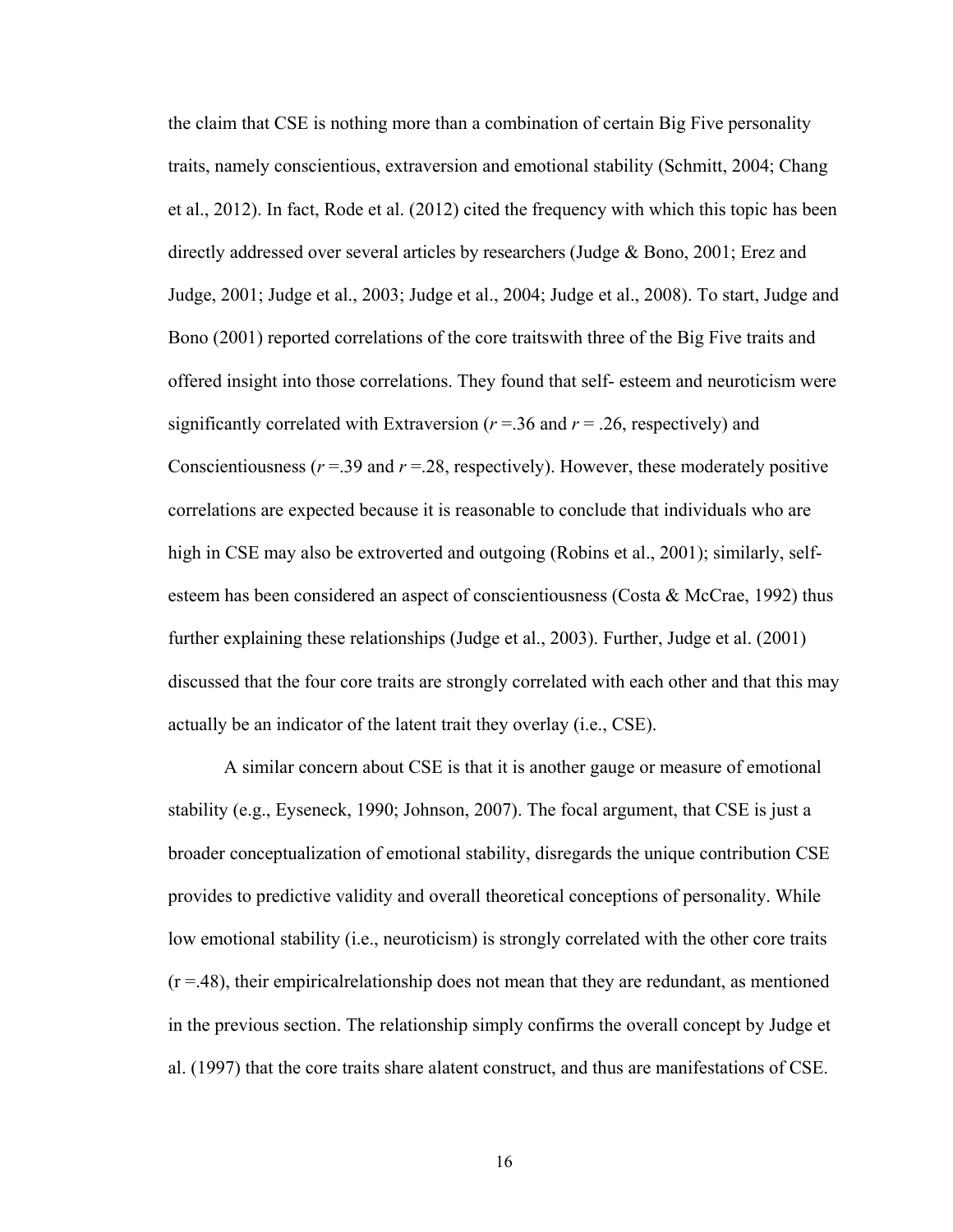the claim that CSE is nothing more than a combination of certain Big Five personality traits, namely conscientious, extraversion and emotional stability (Schmitt, 2004; Chang et al., 2012). In fact, Rode et al. (2012) cited the frequency with which this topic has been directly addressed over several articles by researchers (Judge & Bono, 2001; Erez and Judge, 2001; Judge et al., 2003; Judge et al., 2004; Judge et al., 2008). To start, Judge and Bono (2001) reported correlations of the core traitswith three of the Big Five traits and offered insight into those correlations. They found that self- esteem and neuroticism were significantly correlated with Extraversion ($r$ =.36 and $r$ = .26, respectively) and Conscientiousness ($r$ =.39 and $r$ =.28, respectively). However, these moderately positive correlations are expected because it is reasonable to conclude that individuals who are high in CSE may also be extroverted and outgoing (Robins et al., 2001); similarly, self-esteem has been considered an aspect of conscientiousness (Costa & McCrae, 1992) thus further explaining these relationships (Judge et al., 2003). Further, Judge et al. (2001) discussed that the four core traits are strongly correlated with each other and that this may actually be an indicator of the latent trait they overlay (i.e., CSE).

A similar concern about CSE is that it is another gauge or measure of emotional stability (e.g., Eyseneck, 1990; Johnson, 2007). The focal argument, that CSE is just a broader conceptualization of emotional stability, disregards the unique contribution CSE provides to predictive validity and overall theoretical conceptions of personality. While low emotional stability (i.e., neuroticism) is strongly correlated with the other core traits (r =.48), their empiricalrelationship does not mean that they are redundant, as mentioned in the previous section. The relationship simply confirms the overall concept by Judge et al. (1997) that the core traits share alatent construct, and thus are manifestations of CSE.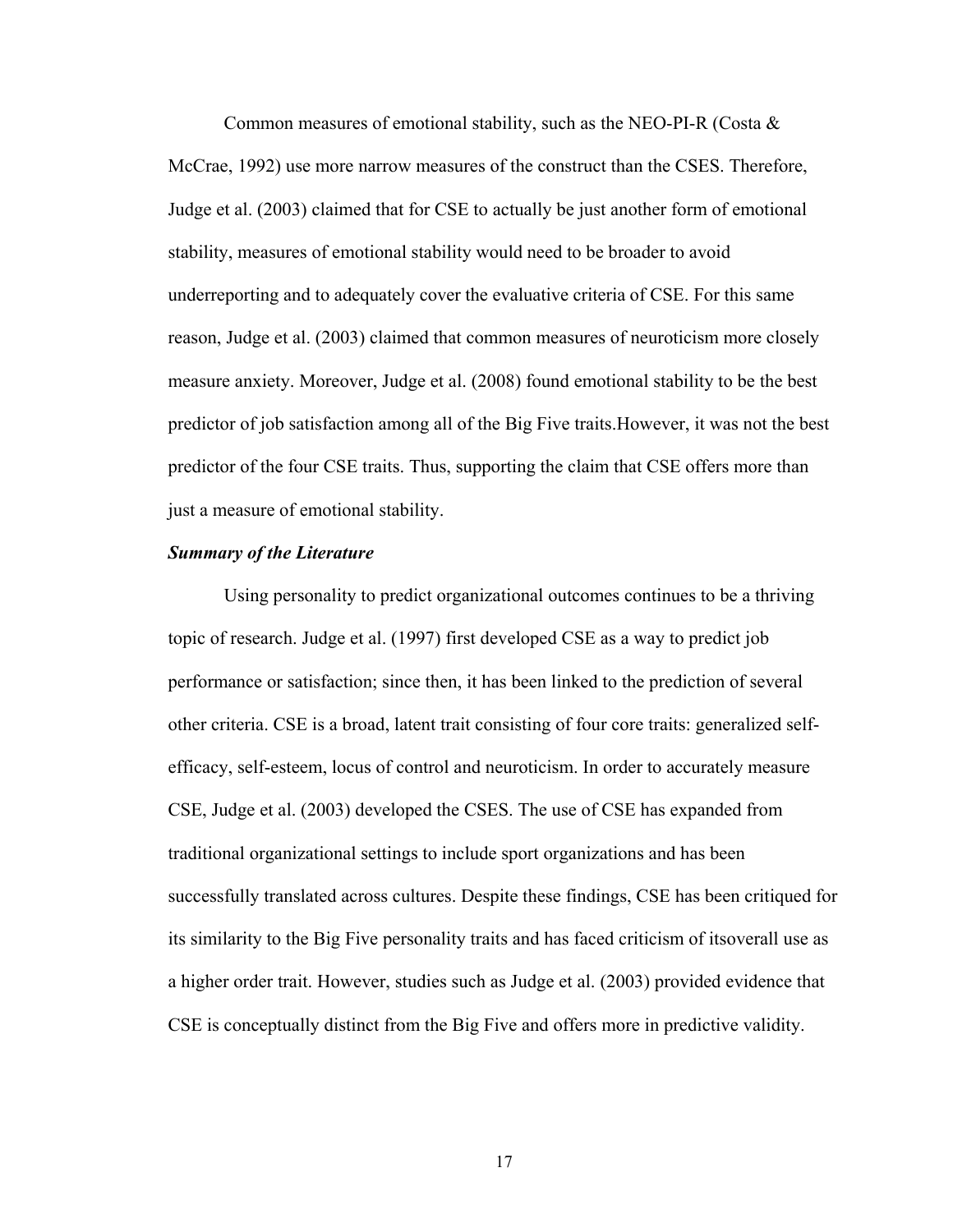Common measures of emotional stability, such as the NEO-PI-R (Costa & McCrae, 1992) use more narrow measures of the construct than the CSES. Therefore, Judge et al. (2003) claimed that for CSE to actually be just another form of emotional stability, measures of emotional stability would need to be broader to avoid underreporting and to adequately cover the evaluative criteria of CSE. For this same reason, Judge et al. (2003) claimed that common measures of neuroticism more closely measure anxiety. Moreover, Judge et al. (2008) found emotional stability to be the best predictor of job satisfaction among all of the Big Five traits.However, it was not the best predictor of the four CSE traits. Thus, supporting the claim that CSE offers more than just a measure of emotional stability.

***Summary of the Literature***

Using personality to predict organizational outcomes continues to be a thriving topic of research. Judge et al. (1997) first developed CSE as a way to predict job performance or satisfaction; since then, it has been linked to the prediction of several other criteria. CSE is a broad, latent trait consisting of four core traits: generalized self-efficacy, self-esteem, locus of control and neuroticism. In order to accurately measure CSE, Judge et al. (2003) developed the CSES. The use of CSE has expanded from traditional organizational settings to include sport organizations and has been successfully translated across cultures. Despite these findings, CSE has been critiqued for its similarity to the Big Five personality traits and has faced criticism of itsoverall use as a higher order trait. However, studies such as Judge et al. (2003) provided evidence that CSE is conceptually distinct from the Big Five and offers more in predictive validity.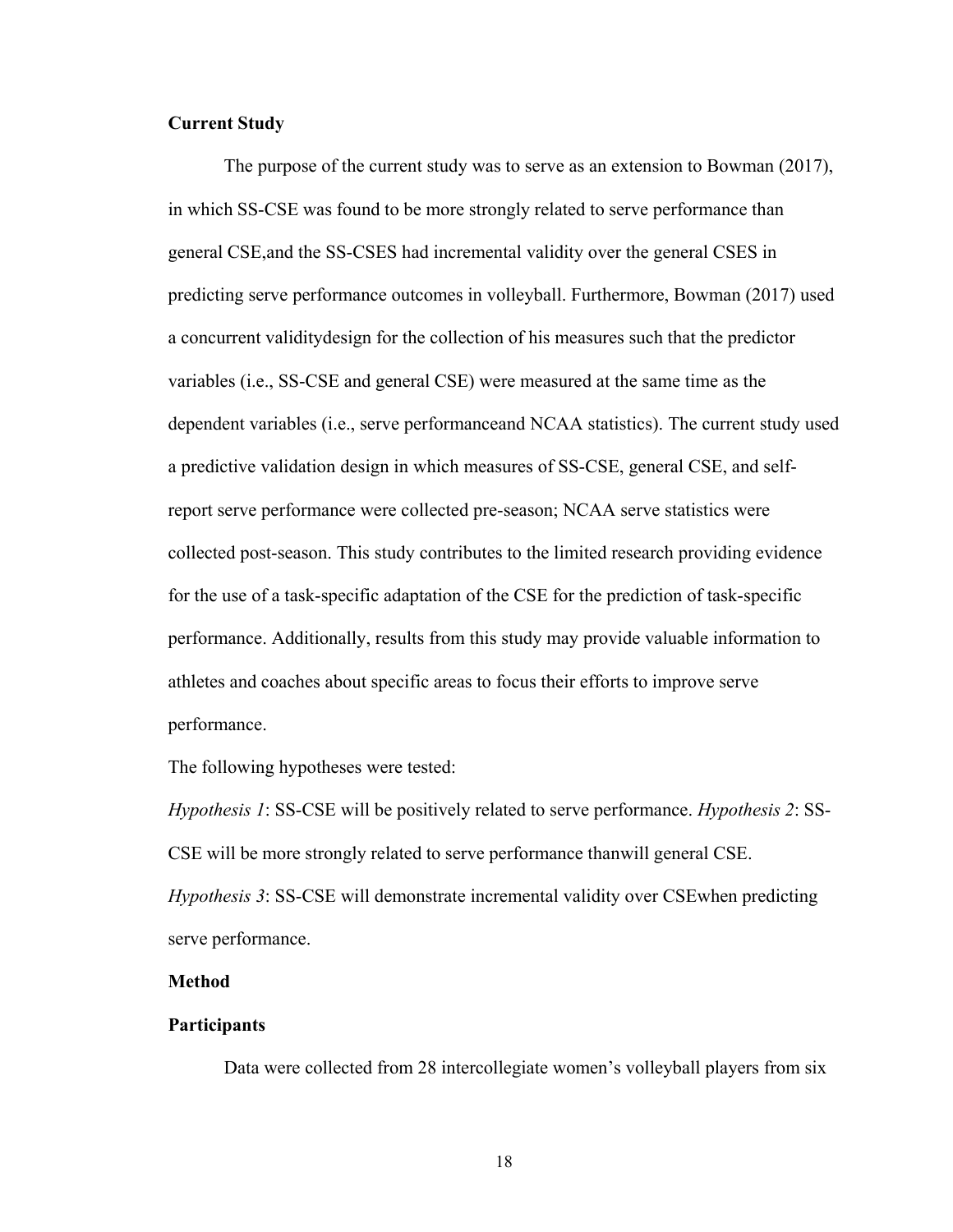**Current Study**

The purpose of the current study was to serve as an extension to Bowman (2017), in which SS-CSE was found to be more strongly related to serve performance than general CSE,and the SS-CSES had incremental validity over the general CSES in predicting serve performance outcomes in volleyball. Furthermore, Bowman (2017) used a concurrent validitydesign for the collection of his measures such that the predictor variables (i.e., SS-CSE and general CSE) were measured at the same time as the dependent variables (i.e., serve performanceand NCAA statistics). The current study used a predictive validation design in which measures of SS-CSE, general CSE, and self-report serve performance were collected pre-season; NCAA serve statistics were collected post-season. This study contributes to the limited research providing evidence for the use of a task-specific adaptation of the CSE for the prediction of task-specific performance. Additionally, results from this study may provide valuable information to athletes and coaches about specific areas to focus their efforts to improve serve performance.

The following hypotheses were tested:

*Hypothesis 1*: SS-CSE will be positively related to serve performance. *Hypothesis 2*: SS-CSE will be more strongly related to serve performance thanwill general CSE.

*Hypothesis 3*: SS-CSE will demonstrate incremental validity over CSEwhen predicting serve performance.

**Method**

**Participants**

Data were collected from 28 intercollegiate women's volleyball players from six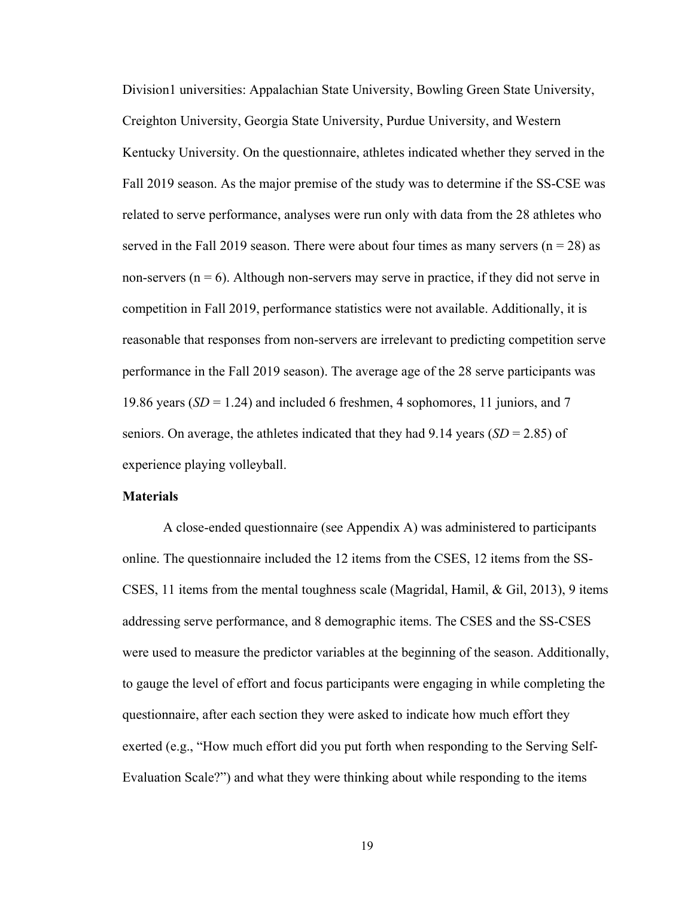Division1 universities: Appalachian State University, Bowling Green State University, Creighton University, Georgia State University, Purdue University, and Western Kentucky University. On the questionnaire, athletes indicated whether they served in the Fall 2019 season. As the major premise of the study was to determine if the SS-CSE was related to serve performance, analyses were run only with data from the 28 athletes who served in the Fall 2019 season. There were about four times as many servers (n = 28) as non-servers (n = 6). Although non-servers may serve in practice, if they did not serve in competition in Fall 2019, performance statistics were not available. Additionally, it is reasonable that responses from non-servers are irrelevant to predicting competition serve performance in the Fall 2019 season). The average age of the 28 serve participants was 19.86 years (*SD* = 1.24) and included 6 freshmen, 4 sophomores, 11 juniors, and 7 seniors. On average, the athletes indicated that they had 9.14 years (*SD* = 2.85) of experience playing volleyball.

**Materials**

A close-ended questionnaire (see Appendix A) was administered to participants online. The questionnaire included the 12 items from the CSES, 12 items from the SS-CSES, 11 items from the mental toughness scale (Magridal, Hamil, & Gil, 2013), 9 items addressing serve performance, and 8 demographic items. The CSES and the SS-CSES were used to measure the predictor variables at the beginning of the season. Additionally, to gauge the level of effort and focus participants were engaging in while completing the questionnaire, after each section they were asked to indicate how much effort they exerted (e.g., "How much effort did you put forth when responding to the Serving Self-Evaluation Scale?") and what they were thinking about while responding to the items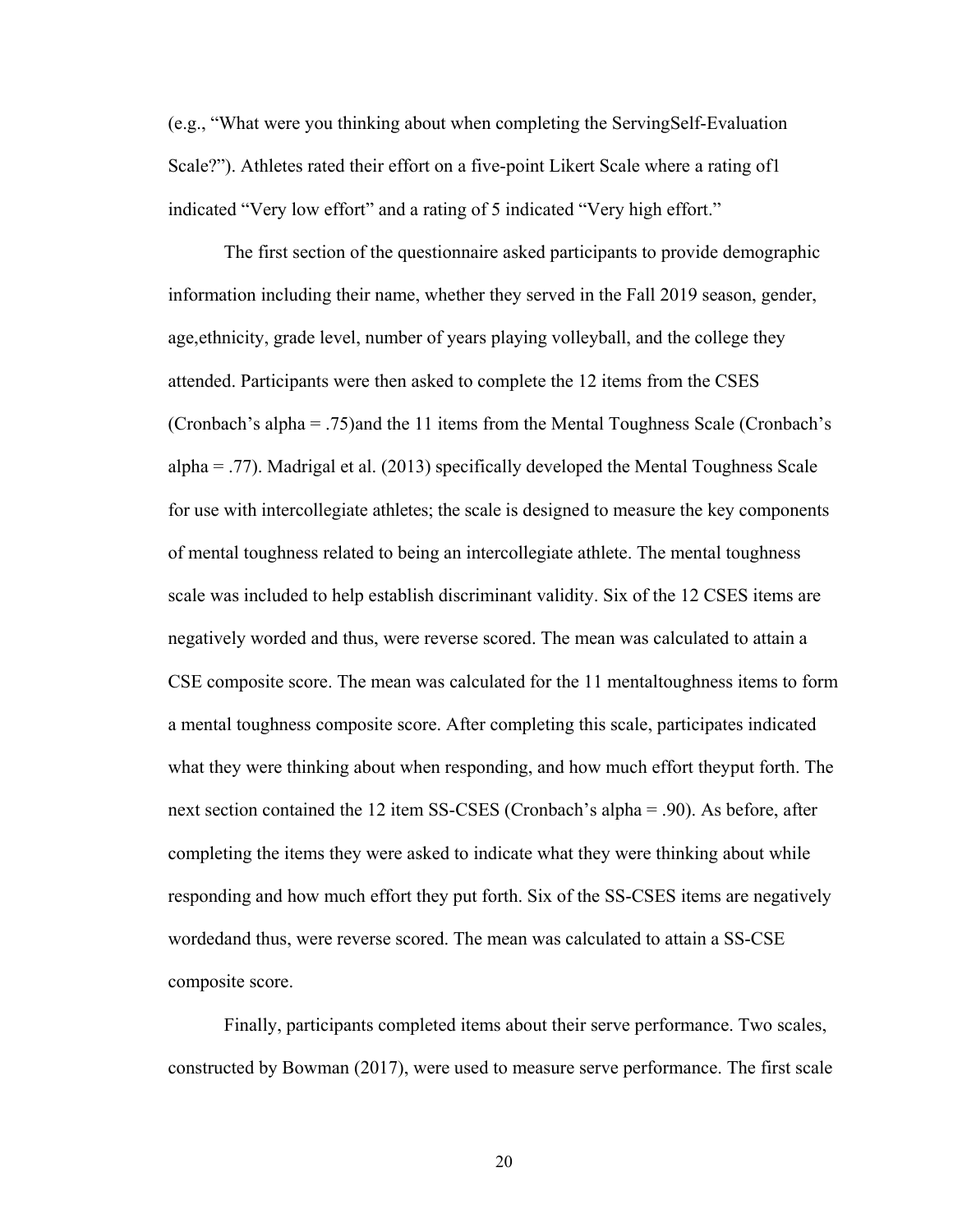(e.g., "What were you thinking about when completing the ServingSelf-Evaluation Scale?"). Athletes rated their effort on a five-point Likert Scale where a rating of1 indicated "Very low effort" and a rating of 5 indicated "Very high effort."

The first section of the questionnaire asked participants to provide demographic information including their name, whether they served in the Fall 2019 season, gender, age,ethnicity, grade level, number of years playing volleyball, and the college they attended. Participants were then asked to complete the 12 items from the CSES (Cronbach's alpha = .75)and the 11 items from the Mental Toughness Scale (Cronbach's alpha = .77). Madrigal et al. (2013) specifically developed the Mental Toughness Scale for use with intercollegiate athletes; the scale is designed to measure the key components of mental toughness related to being an intercollegiate athlete. The mental toughness scale was included to help establish discriminant validity. Six of the 12 CSES items are negatively worded and thus, were reverse scored. The mean was calculated to attain a CSE composite score. The mean was calculated for the 11 mentaltoughness items to form a mental toughness composite score. After completing this scale, participates indicated what they were thinking about when responding, and how much effort theyput forth. The next section contained the 12 item SS-CSES (Cronbach's alpha = .90). As before, after completing the items they were asked to indicate what they were thinking about while responding and how much effort they put forth. Six of the SS-CSES items are negatively wordedand thus, were reverse scored. The mean was calculated to attain a SS-CSE composite score.

Finally, participants completed items about their serve performance. Two scales, constructed by Bowman (2017), were used to measure serve performance. The first scale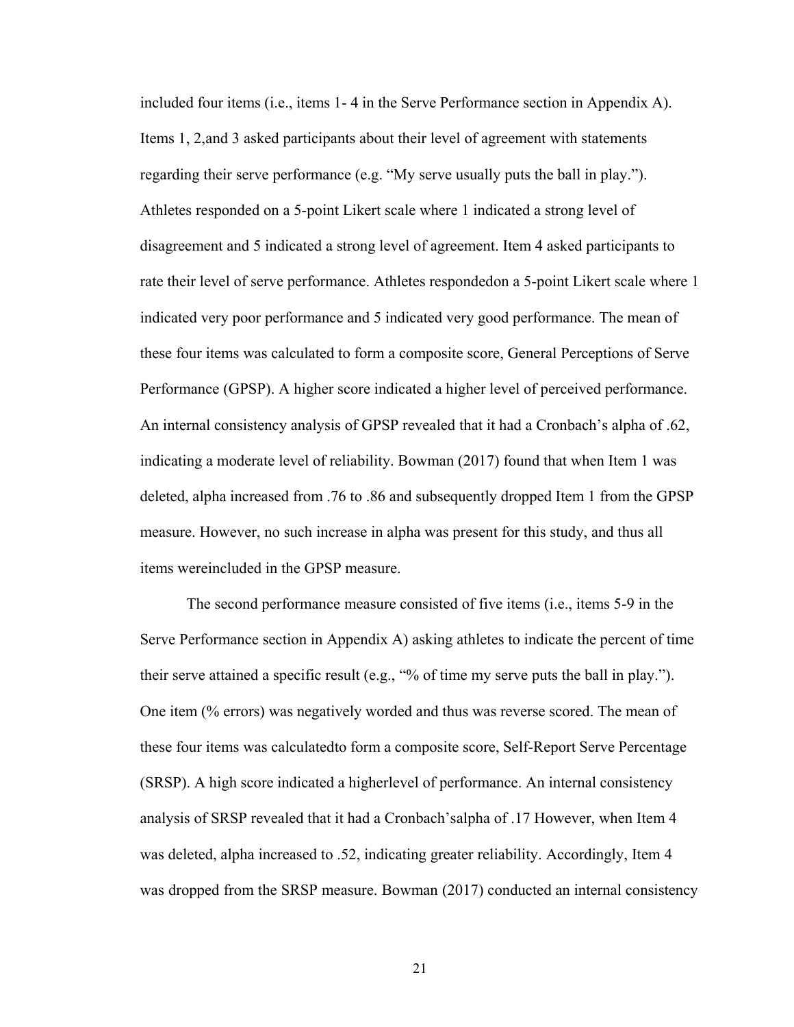included four items (i.e., items 1- 4 in the Serve Performance section in Appendix A). Items 1, 2,and 3 asked participants about their level of agreement with statements regarding their serve performance (e.g. "My serve usually puts the ball in play."). Athletes responded on a 5-point Likert scale where 1 indicated a strong level of disagreement and 5 indicated a strong level of agreement. Item 4 asked participants to rate their level of serve performance. Athletes respondedon a 5-point Likert scale where 1 indicated very poor performance and 5 indicated very good performance. The mean of these four items was calculated to form a composite score, General Perceptions of Serve Performance (GPSP). A higher score indicated a higher level of perceived performance. An internal consistency analysis of GPSP revealed that it had a Cronbach's alpha of .62, indicating a moderate level of reliability. Bowman (2017) found that when Item 1 was deleted, alpha increased from .76 to .86 and subsequently dropped Item 1 from the GPSP measure. However, no such increase in alpha was present for this study, and thus all items wereincluded in the GPSP measure.

The second performance measure consisted of five items (i.e., items 5-9 in the Serve Performance section in Appendix A) asking athletes to indicate the percent of time their serve attained a specific result (e.g., "% of time my serve puts the ball in play."). One item (% errors) was negatively worded and thus was reverse scored. The mean of these four items was calculatedto form a composite score, Self-Report Serve Percentage (SRSP). A high score indicated a higherlevel of performance. An internal consistency analysis of SRSP revealed that it had a Cronbach'salpha of .17 However, when Item 4 was deleted, alpha increased to .52, indicating greater reliability. Accordingly, Item 4 was dropped from the SRSP measure. Bowman (2017) conducted an internal consistency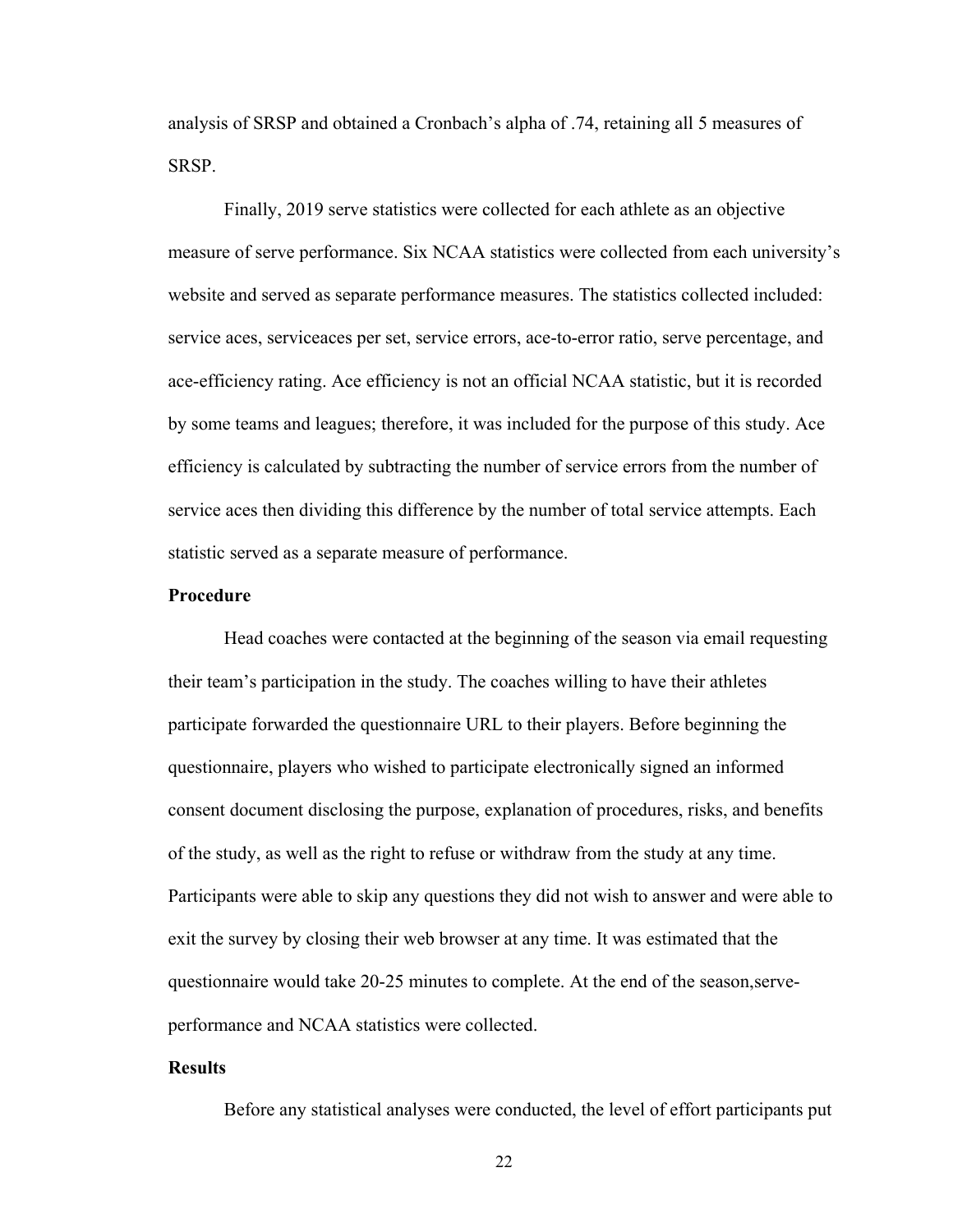analysis of SRSP and obtained a Cronbach's alpha of .74, retaining all 5 measures of SRSP.

Finally, 2019 serve statistics were collected for each athlete as an objective measure of serve performance. Six NCAA statistics were collected from each university's website and served as separate performance measures. The statistics collected included: service aces, serviceaces per set, service errors, ace-to-error ratio, serve percentage, and ace-efficiency rating. Ace efficiency is not an official NCAA statistic, but it is recorded by some teams and leagues; therefore, it was included for the purpose of this study. Ace efficiency is calculated by subtracting the number of service errors from the number of service aces then dividing this difference by the number of total service attempts. Each statistic served as a separate measure of performance.

**Procedure**

Head coaches were contacted at the beginning of the season via email requesting their team's participation in the study. The coaches willing to have their athletes participate forwarded the questionnaire URL to their players. Before beginning the questionnaire, players who wished to participate electronically signed an informed consent document disclosing the purpose, explanation of procedures, risks, and benefits of the study, as well as the right to refuse or withdraw from the study at any time. Participants were able to skip any questions they did not wish to answer and were able to exit the survey by closing their web browser at any time. It was estimated that the questionnaire would take 20-25 minutes to complete. At the end of the season,serve-performance and NCAA statistics were collected.

**Results**

Before any statistical analyses were conducted, the level of effort participants put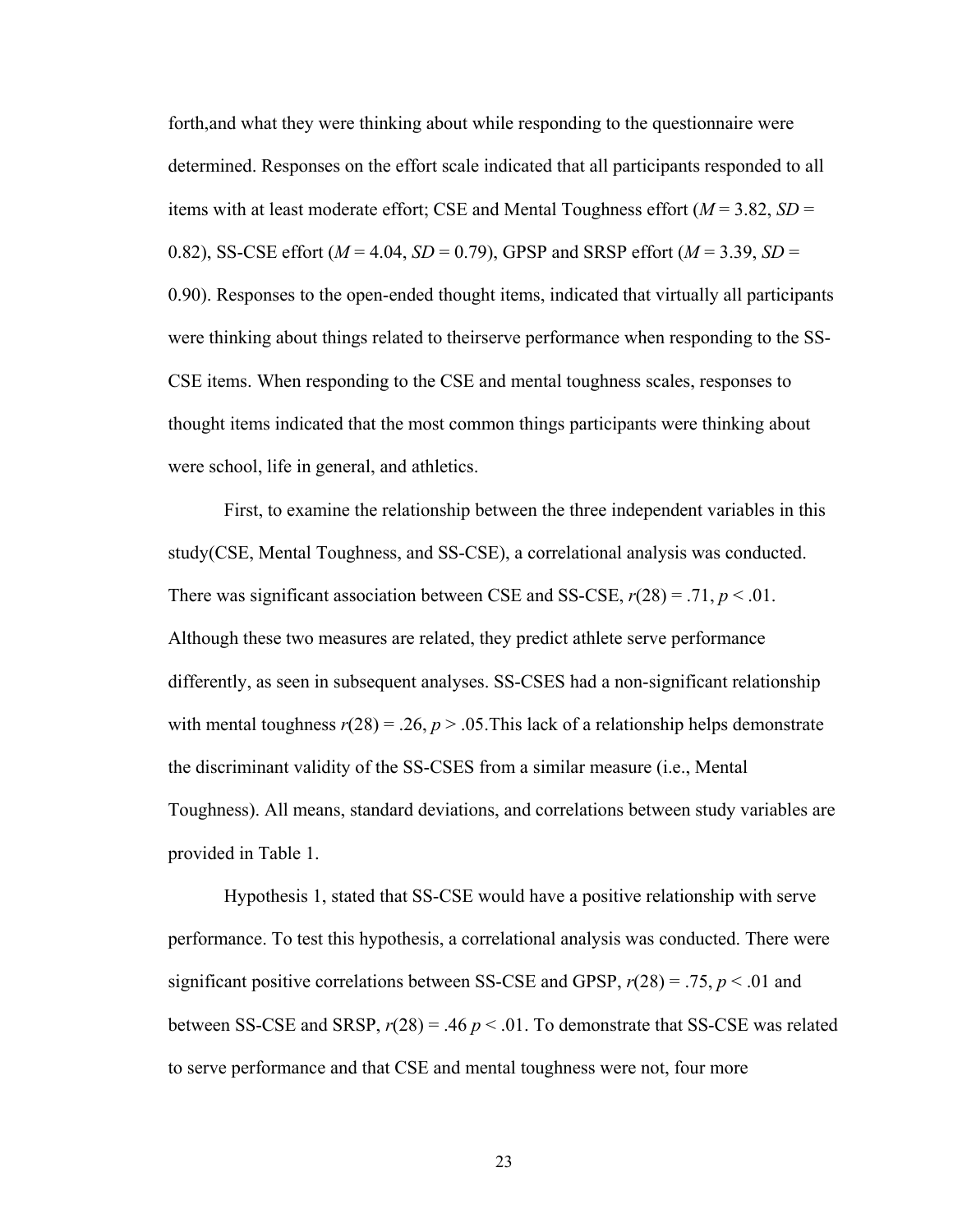forth,and what they were thinking about while responding to the questionnaire were determined. Responses on the effort scale indicated that all participants responded to all items with at least moderate effort; CSE and Mental Toughness effort (*M* = 3.82, *SD* = 0.82), SS-CSE effort (*M* = 4.04, *SD* = 0.79), GPSP and SRSP effort (*M* = 3.39, *SD* = 0.90). Responses to the open-ended thought items, indicated that virtually all participants were thinking about things related to theirserve performance when responding to the SS-CSE items. When responding to the CSE and mental toughness scales, responses to thought items indicated that the most common things participants were thinking about were school, life in general, and athletics.

First, to examine the relationship between the three independent variables in this study(CSE, Mental Toughness, and SS-CSE), a correlational analysis was conducted. There was significant association between CSE and SS-CSE, $r(28) = .71$, $p < .01$. Although these two measures are related, they predict athlete serve performance differently, as seen in subsequent analyses. SS-CSES had a non-significant relationship with mental toughness $r(28) = .26$, $p > .05$.This lack of a relationship helps demonstrate the discriminant validity of the SS-CSES from a similar measure (i.e., Mental Toughness). All means, standard deviations, and correlations between study variables are provided in Table 1.

Hypothesis 1, stated that SS-CSE would have a positive relationship with serve performance. To test this hypothesis, a correlational analysis was conducted. There were significant positive correlations between SS-CSE and GPSP, $r(28) = .75$, $p < .01$ and between SS-CSE and SRSP, $r(28) = .46$ $p < .01$. To demonstrate that SS-CSE was related to serve performance and that CSE and mental toughness were not, four more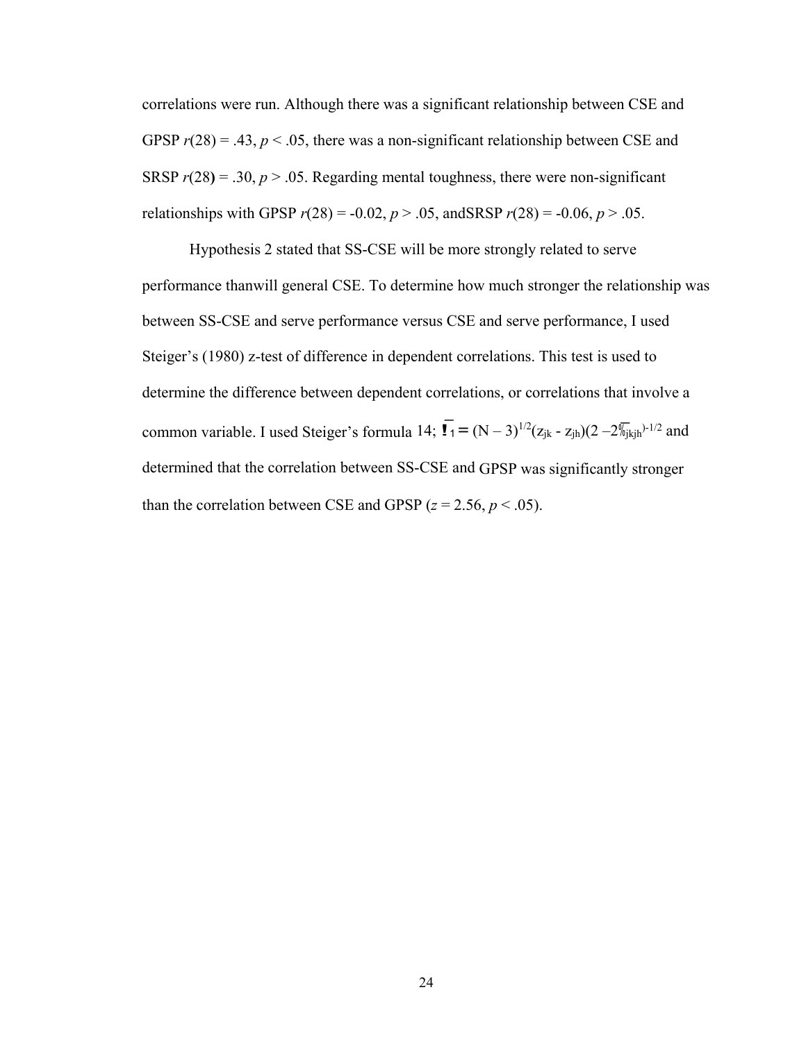correlations were run. Although there was a significant relationship between CSE and GPSP $r(28) = .43$, $p < .05$, there was a non-significant relationship between CSE and SRSP $r(28) = .30$, $p > .05$. Regarding mental toughness, there were non-significant relationships with GPSP $r(28) = -0.02$, $p > .05$, andSRSP $r(28) = -0.06$, $p > .05$.

Hypothesis 2 stated that SS-CSE will be more strongly related to serve performance thanwill general CSE. To determine how much stronger the relationship was between SS-CSE and serve performance versus CSE and serve performance, I used Steiger's (1980) z-test of difference in dependent correlations. This test is used to determine the difference between dependent correlations, or correlations that involve a common variable. I used Steiger's formula 14; $\bar{Z}_1 = (N - 3)^{1/2}(z_{jk} - z_{jh})(2 - 2\bar{s}_{jkjh})^{-1/2}$ and determined that the correlation between SS-CSE and GPSP was significantly stronger than the correlation between CSE and GPSP ($z = 2.56$, $p < .05$).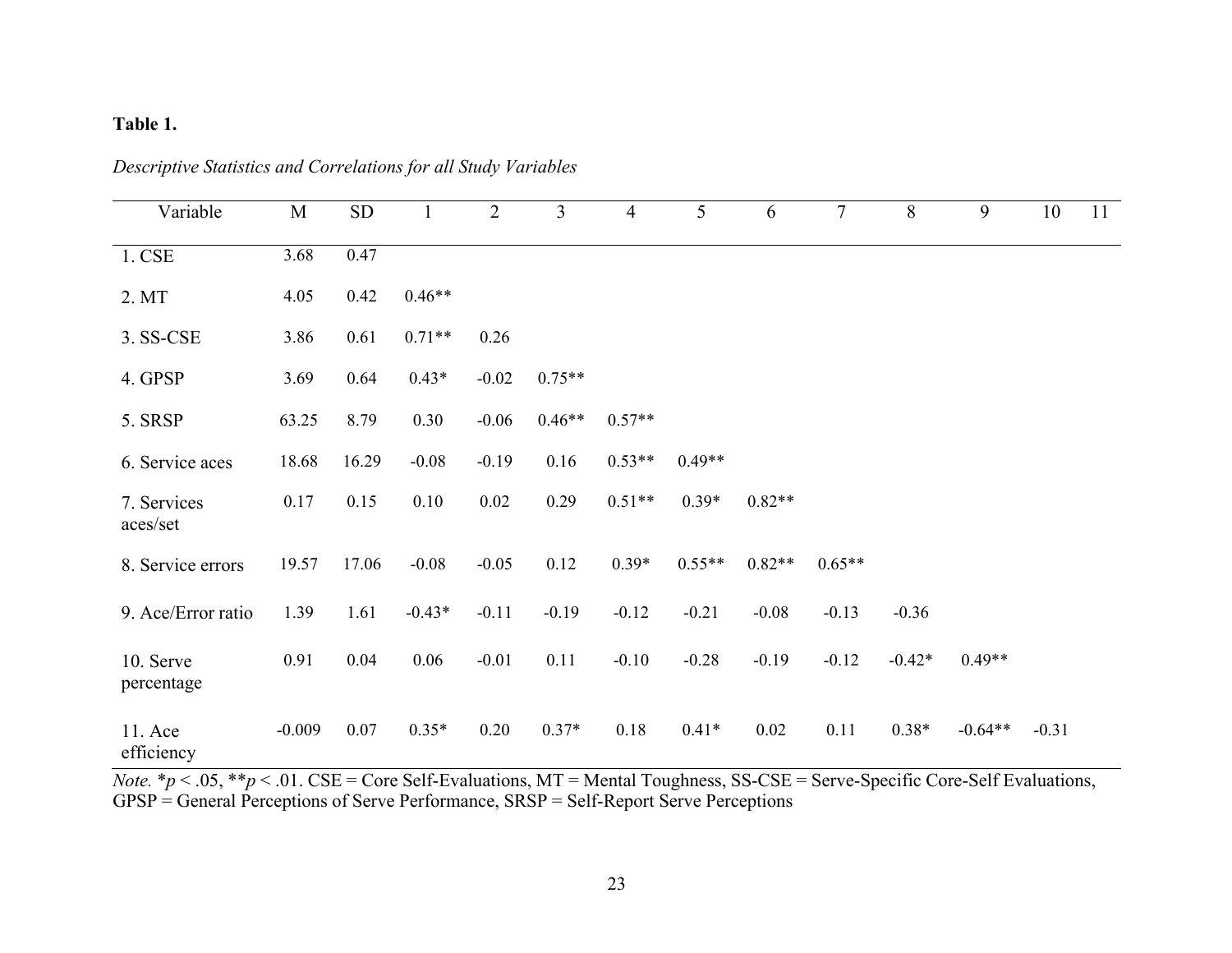**Table 1.**

*Descriptive Statistics and Correlations for all Study Variables*

| Variable | M | SD | 1 | 2 | 3 | 4 | 5 | 6 | 7 | 8 | 9 | 10 | 11 |
|---|---|---|---|---|---|---|---|---|---|---|---|---|---|
| 1. CSE | 3.68 | 0.47 | | | | | | | | | | | |
| 2. MT | 4.05 | 0.42 | 0.46** | | | | | | | | | | |
| 3. SS-CSE | 3.86 | 0.61 | 0.71** | 0.26 | | | | | | | | | |
| 4. GPSP | 3.69 | 0.64 | 0.43* | -0.02 | 0.75** | | | | | | | | |
| 5. SRSP | 63.25 | 8.79 | 0.30 | -0.06 | 0.46** | 0.57** | | | | | | | |
| 6. Service aces | 18.68 | 16.29 | -0.08 | -0.19 | 0.16 | 0.53** | 0.49** | | | | | | |
| 7. Services aces/set | 0.17 | 0.15 | 0.10 | 0.02 | 0.29 | 0.51** | 0.39* | 0.82** | | | | | |
| 8. Service errors | 19.57 | 17.06 | -0.08 | -0.05 | 0.12 | 0.39* | 0.55** | 0.82** | 0.65** | | | | |
| 9. Ace/Error ratio | 1.39 | 1.61 | -0.43* | -0.11 | -0.19 | -0.12 | -0.21 | -0.08 | -0.13 | -0.36 | | | |
| 10. Serve percentage | 0.91 | 0.04 | 0.06 | -0.01 | 0.11 | -0.10 | -0.28 | -0.19 | -0.12 | -0.42* | 0.49** | | |
| 11. Ace efficiency | -0.009 | 0.07 | 0.35* | 0.20 | 0.37* | 0.18 | 0.41* | 0.02 | 0.11 | 0.38* | -0.64** | -0.31 | |

*Note.* *$p < .05$, **$p < .01$. CSE = Core Self-Evaluations, MT = Mental Toughness, SS-CSE = Serve-Specific Core-Self Evaluations, GPSP = General Perceptions of Serve Performance, SRSP = Self-Report Serve Perceptions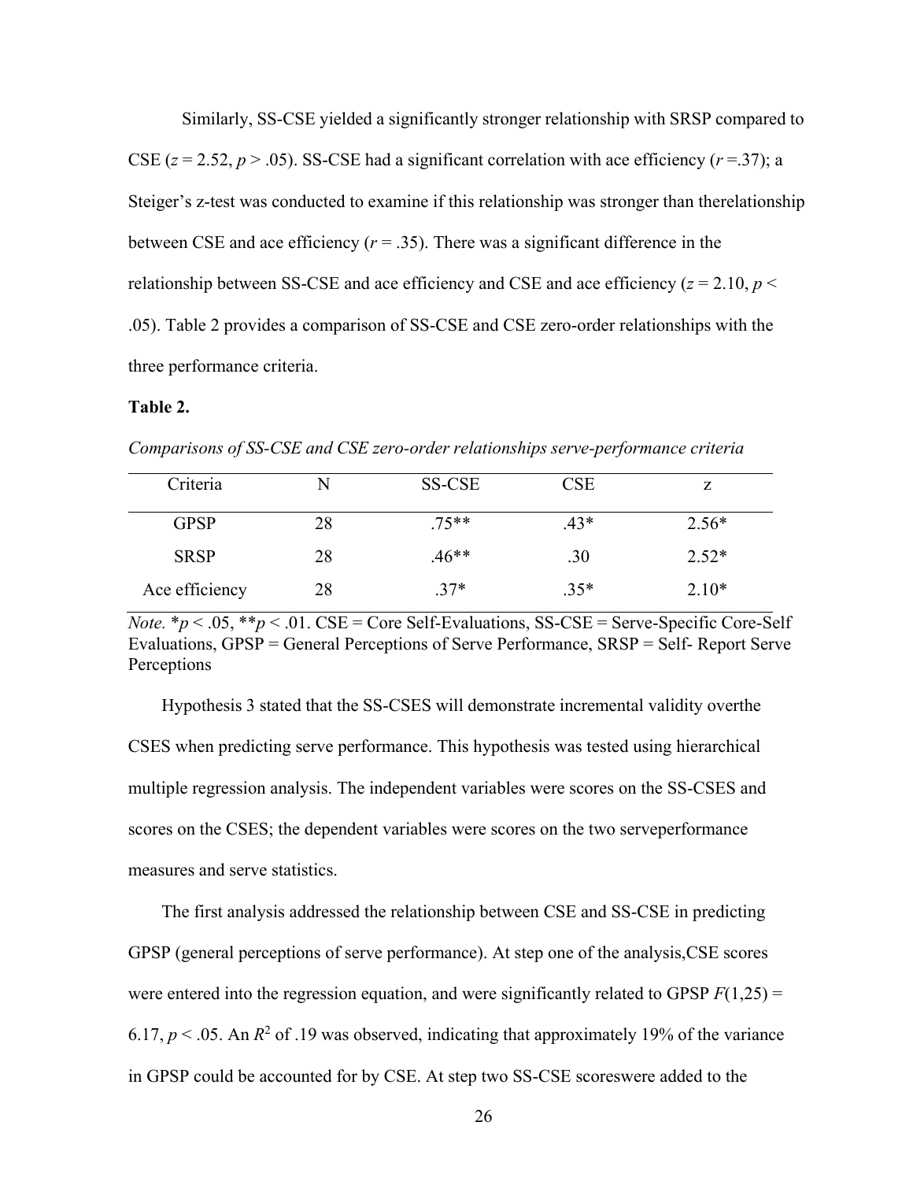Similarly, SS-CSE yielded a significantly stronger relationship with SRSP compared to CSE ($z = 2.52$, $p > .05$). SS-CSE had a significant correlation with ace efficiency ($r = .37$); a Steiger's z-test was conducted to examine if this relationship was stronger than therelationship between CSE and ace efficiency ($r = .35$). There was a significant difference in the relationship between SS-CSE and ace efficiency and CSE and ace efficiency ($z = 2.10$, $p < .05$). Table 2 provides a comparison of SS-CSE and CSE zero-order relationships with the three performance criteria.

**Table 2.**

*Comparisons of SS-CSE and CSE zero-order relationships serve-performance criteria*

| Criteria | N | SS-CSE | CSE | z |
|---|---|---|---|---|
| GPSP | 28 | .75** | .43* | 2.56* |
| SRSP | 28 | .46** | .30 | 2.52* |
| Ace efficiency | 28 | .37* | .35* | 2.10* |

*Note.* \*$p < .05$, \*\*$p < .01$. CSE = Core Self-Evaluations, SS-CSE = Serve-Specific Core-Self Evaluations, GPSP = General Perceptions of Serve Performance, SRSP = Self- Report Serve Perceptions

Hypothesis 3 stated that the SS-CSES will demonstrate incremental validity overthe CSES when predicting serve performance. This hypothesis was tested using hierarchical multiple regression analysis. The independent variables were scores on the SS-CSES and scores on the CSES; the dependent variables were scores on the two serveperformance measures and serve statistics.

The first analysis addressed the relationship between CSE and SS-CSE in predicting GPSP (general perceptions of serve performance). At step one of the analysis,CSE scores were entered into the regression equation, and were significantly related to GPSP $F(1,25) = 6.17$, $p < .05$. An $R^2$ of .19 was observed, indicating that approximately 19% of the variance in GPSP could be accounted for by CSE. At step two SS-CSE scoreswere added to the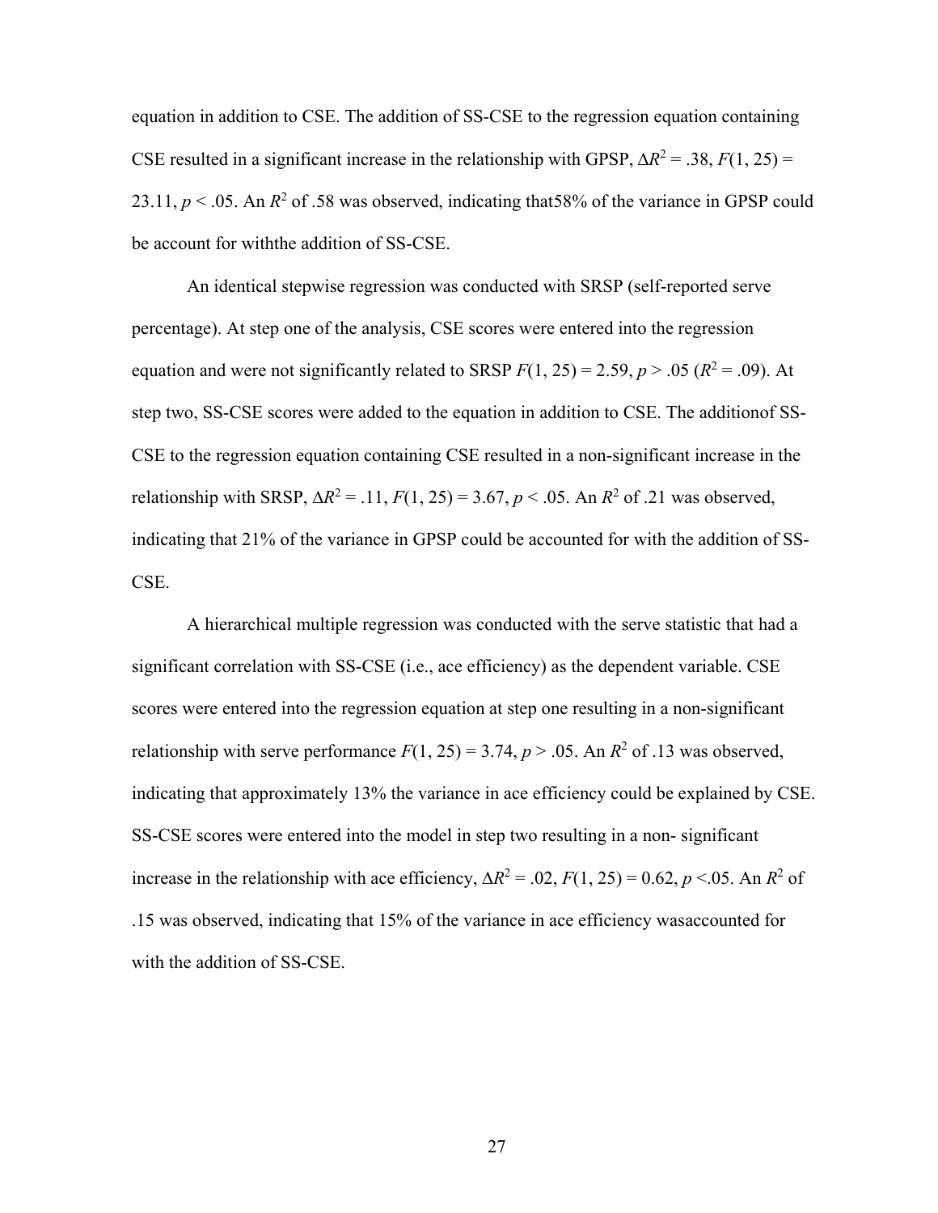equation in addition to CSE. The addition of SS-CSE to the regression equation containing CSE resulted in a significant increase in the relationship with GPSP, $\Delta R^2 = .38$, $F(1, 25) = 23.11$, $p < .05$. An $R^2$ of .58 was observed, indicating that58% of the variance in GPSP could be account for withthe addition of SS-CSE.

An identical stepwise regression was conducted with SRSP (self-reported serve percentage). At step one of the analysis, CSE scores were entered into the regression equation and were not significantly related to SRSP $F(1, 25) = 2.59$, $p > .05$ ($R^2 = .09$). At step two, SS-CSE scores were added to the equation in addition to CSE. The additionof SS-CSE to the regression equation containing CSE resulted in a non-significant increase in the relationship with SRSP, $\Delta R^2 = .11$, $F(1, 25) = 3.67$, $p < .05$. An $R^2$ of .21 was observed, indicating that 21% of the variance in GPSP could be accounted for with the addition of SS-CSE.

A hierarchical multiple regression was conducted with the serve statistic that had a significant correlation with SS-CSE (i.e., ace efficiency) as the dependent variable. CSE scores were entered into the regression equation at step one resulting in a non-significant relationship with serve performance $F(1, 25) = 3.74$, $p > .05$. An $R^2$ of .13 was observed, indicating that approximately 13% the variance in ace efficiency could be explained by CSE. SS-CSE scores were entered into the model in step two resulting in a non- significant increase in the relationship with ace efficiency, $\Delta R^2 = .02$, $F(1, 25) = 0.62$, $p <.05$. An $R^2$ of .15 was observed, indicating that 15% of the variance in ace efficiency wasaccounted for with the addition of SS-CSE.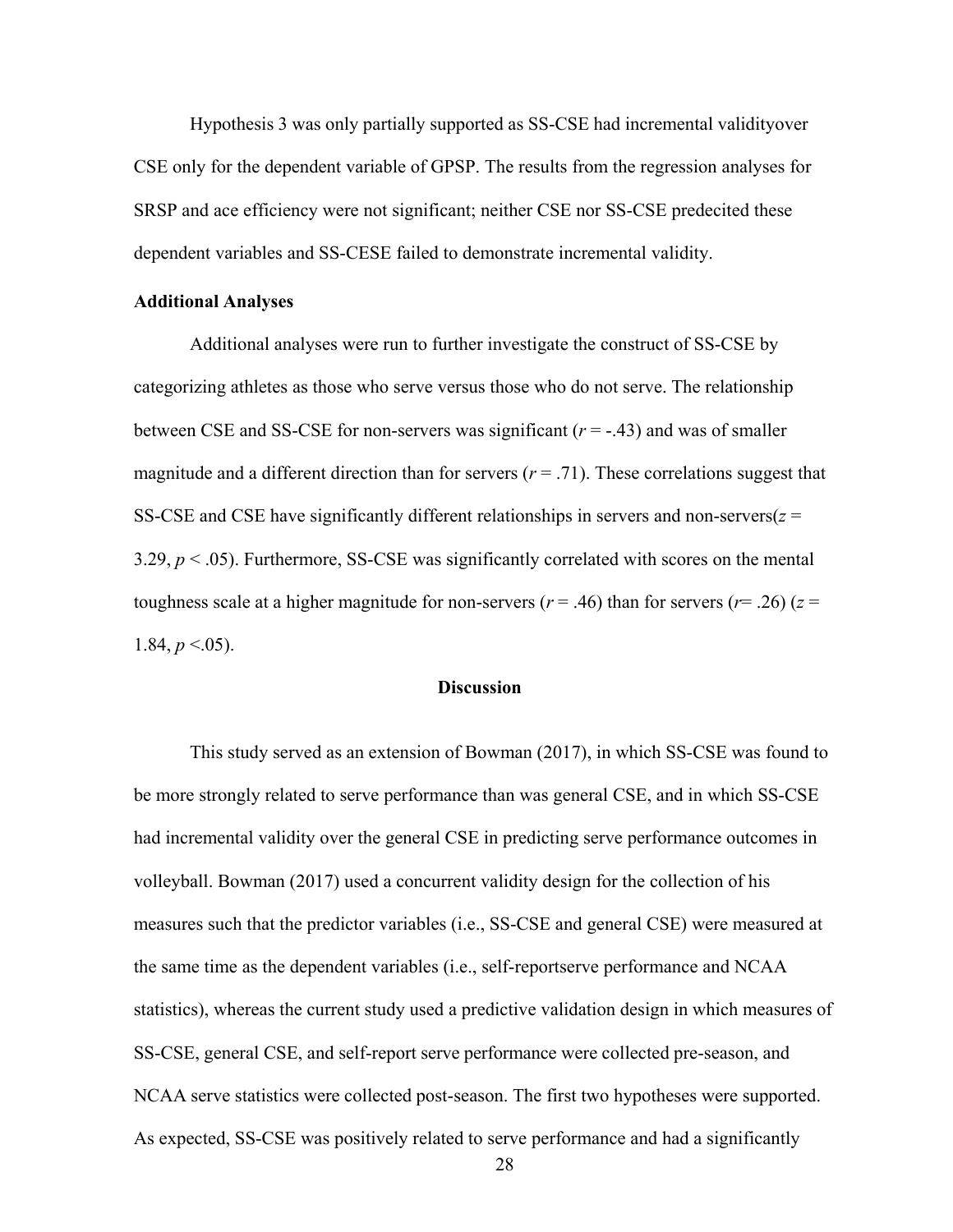Hypothesis 3 was only partially supported as SS-CSE had incremental validityover CSE only for the dependent variable of GPSP. The results from the regression analyses for SRSP and ace efficiency were not significant; neither CSE nor SS-CSE predecited these dependent variables and SS-CESE failed to demonstrate incremental validity.

### Additional Analyses

Additional analyses were run to further investigate the construct of SS-CSE by categorizing athletes as those who serve versus those who do not serve. The relationship between CSE and SS-CSE for non-servers was significant ($r$ = -.43) and was of smaller magnitude and a different direction than for servers ($r$ = .71). These correlations suggest that SS-CSE and CSE have significantly different relationships in servers and non-servers($z$ = 3.29, $p$ < .05). Furthermore, SS-CSE was significantly correlated with scores on the mental toughness scale at a higher magnitude for non-servers ($r$ = .46) than for servers ($r$= .26) ($z$ = 1.84, $p$ <.05).

## Discussion

This study served as an extension of Bowman (2017), in which SS-CSE was found to be more strongly related to serve performance than was general CSE, and in which SS-CSE had incremental validity over the general CSE in predicting serve performance outcomes in volleyball. Bowman (2017) used a concurrent validity design for the collection of his measures such that the predictor variables (i.e., SS-CSE and general CSE) were measured at the same time as the dependent variables (i.e., self-reportserve performance and NCAA statistics), whereas the current study used a predictive validation design in which measures of SS-CSE, general CSE, and self-report serve performance were collected pre-season, and NCAA serve statistics were collected post-season. The first two hypotheses were supported. As expected, SS-CSE was positively related to serve performance and had a significantly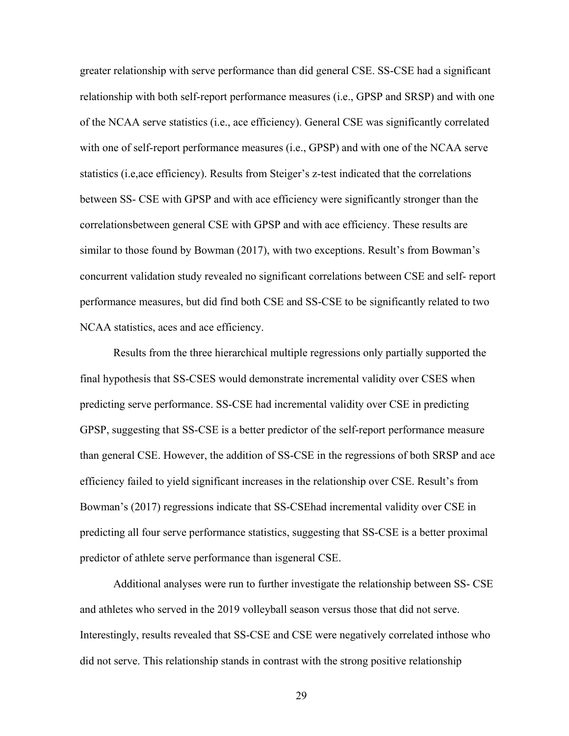greater relationship with serve performance than did general CSE. SS-CSE had a significant relationship with both self-report performance measures (i.e., GPSP and SRSP) and with one of the NCAA serve statistics (i.e., ace efficiency). General CSE was significantly correlated with one of self-report performance measures (i.e., GPSP) and with one of the NCAA serve statistics (i.e,ace efficiency). Results from Steiger's z-test indicated that the correlations between SS- CSE with GPSP and with ace efficiency were significantly stronger than the correlationsbetween general CSE with GPSP and with ace efficiency. These results are similar to those found by Bowman (2017), with two exceptions. Result's from Bowman's concurrent validation study revealed no significant correlations between CSE and self- report performance measures, but did find both CSE and SS-CSE to be significantly related to two NCAA statistics, aces and ace efficiency.

Results from the three hierarchical multiple regressions only partially supported the final hypothesis that SS-CSES would demonstrate incremental validity over CSES when predicting serve performance. SS-CSE had incremental validity over CSE in predicting GPSP, suggesting that SS-CSE is a better predictor of the self-report performance measure than general CSE. However, the addition of SS-CSE in the regressions of both SRSP and ace efficiency failed to yield significant increases in the relationship over CSE. Result's from Bowman's (2017) regressions indicate that SS-CSEhad incremental validity over CSE in predicting all four serve performance statistics, suggesting that SS-CSE is a better proximal predictor of athlete serve performance than isgeneral CSE.

Additional analyses were run to further investigate the relationship between SS- CSE and athletes who served in the 2019 volleyball season versus those that did not serve. Interestingly, results revealed that SS-CSE and CSE were negatively correlated inthose who did not serve. This relationship stands in contrast with the strong positive relationship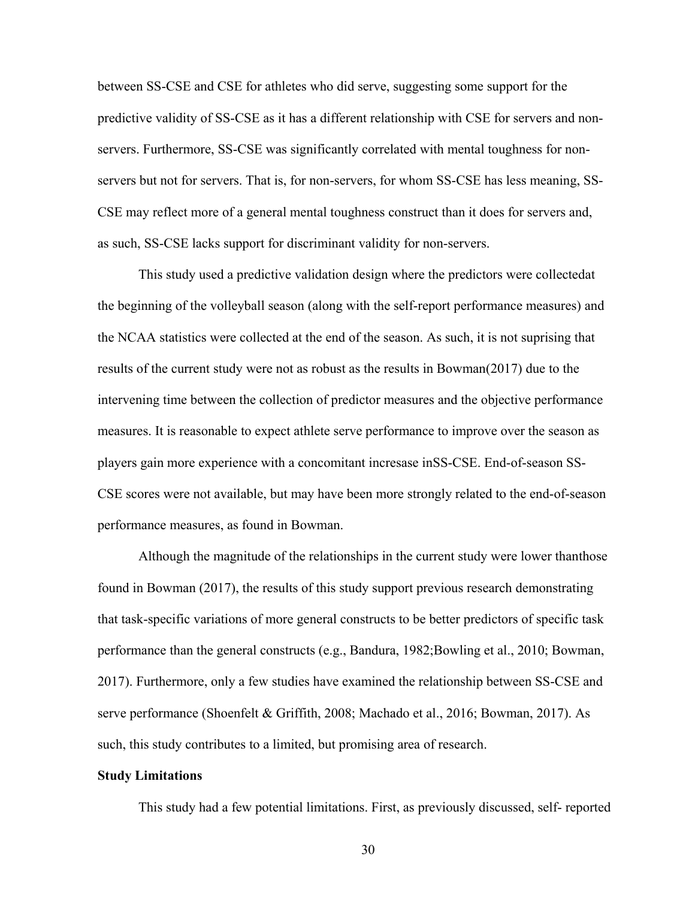between SS-CSE and CSE for athletes who did serve, suggesting some support for the predictive validity of SS-CSE as it has a different relationship with CSE for servers and non-servers. Furthermore, SS-CSE was significantly correlated with mental toughness for non-servers but not for servers. That is, for non-servers, for whom SS-CSE has less meaning, SS-CSE may reflect more of a general mental toughness construct than it does for servers and, as such, SS-CSE lacks support for discriminant validity for non-servers.

This study used a predictive validation design where the predictors were collectedat the beginning of the volleyball season (along with the self-report performance measures) and the NCAA statistics were collected at the end of the season. As such, it is not suprising that results of the current study were not as robust as the results in Bowman(2017) due to the intervening time between the collection of predictor measures and the objective performance measures. It is reasonable to expect athlete serve performance to improve over the season as players gain more experience with a concomitant increasase inSS-CSE. End-of-season SS-CSE scores were not available, but may have been more strongly related to the end-of-season performance measures, as found in Bowman.

Although the magnitude of the relationships in the current study were lower thanthose found in Bowman (2017), the results of this study support previous research demonstrating that task-specific variations of more general constructs to be better predictors of specific task performance than the general constructs (e.g., Bandura, 1982;Bowling et al., 2010; Bowman, 2017). Furthermore, only a few studies have examined the relationship between SS-CSE and serve performance (Shoenfelt & Griffith, 2008; Machado et al., 2016; Bowman, 2017). As such, this study contributes to a limited, but promising area of research.

**Study Limitations**

This study had a few potential limitations. First, as previously discussed, self- reported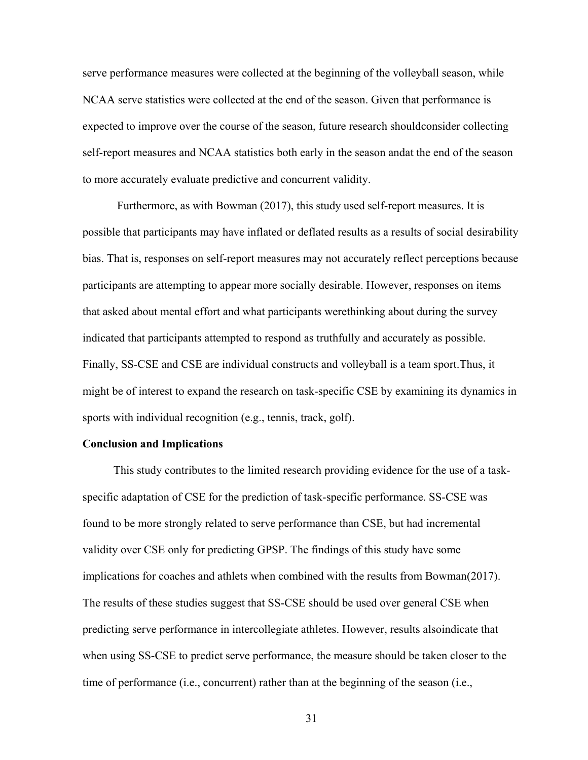serve performance measures were collected at the beginning of the volleyball season, while NCAA serve statistics were collected at the end of the season. Given that performance is expected to improve over the course of the season, future research shouldconsider collecting self-report measures and NCAA statistics both early in the season andat the end of the season to more accurately evaluate predictive and concurrent validity.

Furthermore, as with Bowman (2017), this study used self-report measures. It is possible that participants may have inflated or deflated results as a results of social desirability bias. That is, responses on self-report measures may not accurately reflect perceptions because participants are attempting to appear more socially desirable. However, responses on items that asked about mental effort and what participants werethinking about during the survey indicated that participants attempted to respond as truthfully and accurately as possible. Finally, SS-CSE and CSE are individual constructs and volleyball is a team sport.Thus, it might be of interest to expand the research on task-specific CSE by examining its dynamics in sports with individual recognition (e.g., tennis, track, golf).

**Conclusion and Implications**

This study contributes to the limited research providing evidence for the use of a task-specific adaptation of CSE for the prediction of task-specific performance. SS-CSE was found to be more strongly related to serve performance than CSE, but had incremental validity over CSE only for predicting GPSP. The findings of this study have some implications for coaches and athletes when combined with the results from Bowman(2017). The results of these studies suggest that SS-CSE should be used over general CSE when predicting serve performance in intercollegiate athletes. However, results alsoindicate that when using SS-CSE to predict serve performance, the measure should be taken closer to the time of performance (i.e., concurrent) rather than at the beginning of the season (i.e.,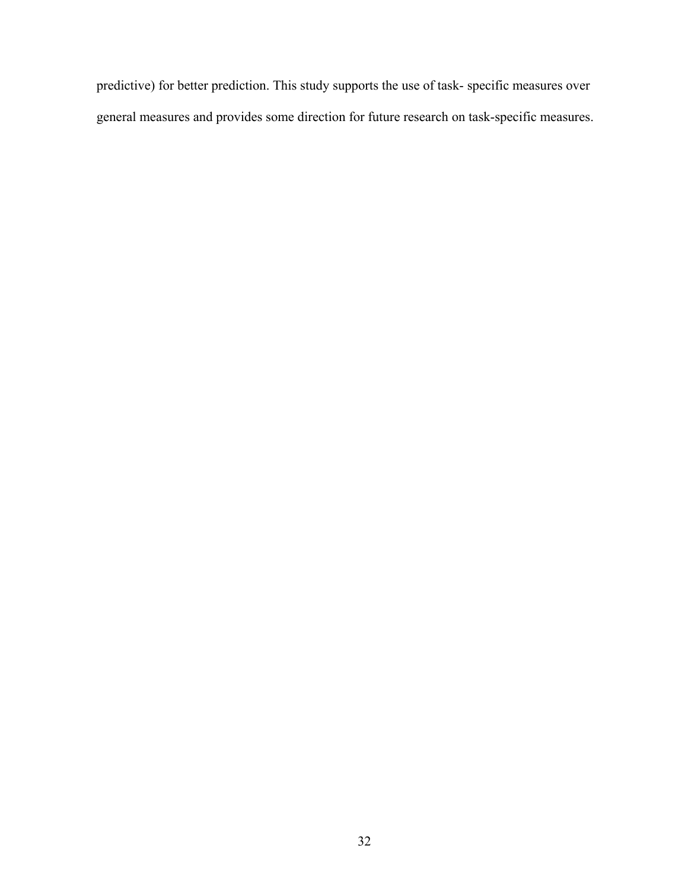predictive) for better prediction. This study supports the use of task- specific measures over general measures and provides some direction for future research on task-specific measures.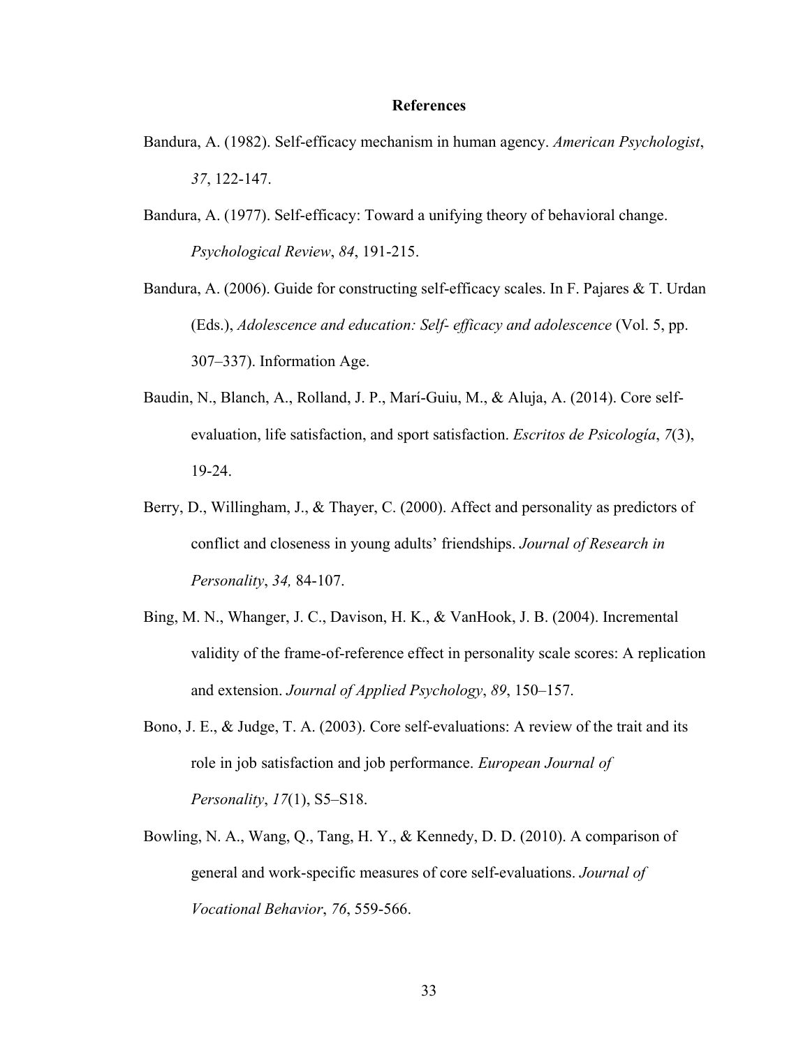# References

Bandura, A. (1982). Self-efficacy mechanism in human agency. *American Psychologist*, *37*, 122-147.

Bandura, A. (1977). Self-efficacy: Toward a unifying theory of behavioral change. *Psychological Review*, *84*, 191-215.

Bandura, A. (2006). Guide for constructing self-efficacy scales. In F. Pajares & T. Urdan (Eds.), *Adolescence and education: Self- efficacy and adolescence* (Vol. 5, pp. 307–337). Information Age.

Baudin, N., Blanch, A., Rolland, J. P., Marí-Guiu, M., & Aluja, A. (2014). Core self-evaluation, life satisfaction, and sport satisfaction. *Escritos de Psicología*, *7*(3), 19-24.

Berry, D., Willingham, J., & Thayer, C. (2000). Affect and personality as predictors of conflict and closeness in young adults' friendships. *Journal of Research in Personality*, *34,* 84-107.

Bing, M. N., Whanger, J. C., Davison, H. K., & VanHook, J. B. (2004). Incremental validity of the frame-of-reference effect in personality scale scores: A replication and extension. *Journal of Applied Psychology*, *89*, 150–157.

Bono, J. E., & Judge, T. A. (2003). Core self-evaluations: A review of the trait and its role in job satisfaction and job performance. *European Journal of Personality*, *17*(1), S5–S18.

Bowling, N. A., Wang, Q., Tang, H. Y., & Kennedy, D. D. (2010). A comparison of general and work-specific measures of core self-evaluations. *Journal of Vocational Behavior*, *76*, 559-566.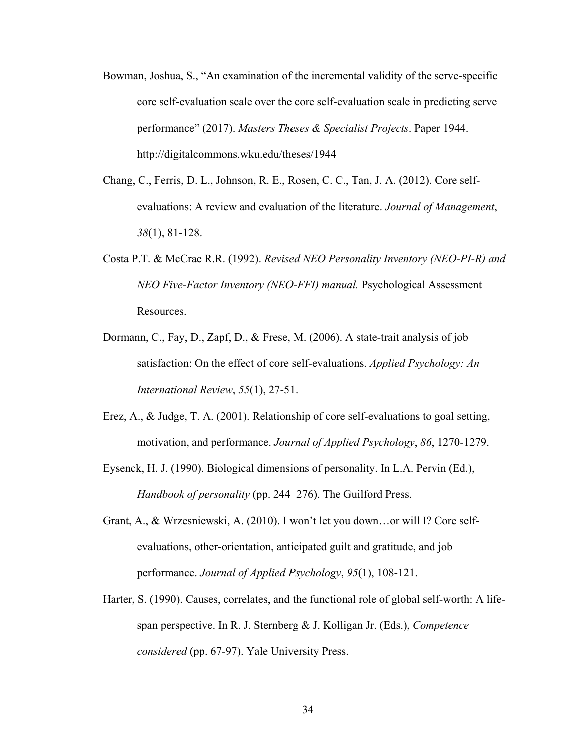Bowman, Joshua, S., "An examination of the incremental validity of the serve-specific core self-evaluation scale over the core self-evaluation scale in predicting serve performance" (2017). *Masters Theses & Specialist Projects*. Paper 1944. http://digitalcommons.wku.edu/theses/1944

Chang, C., Ferris, D. L., Johnson, R. E., Rosen, C. C., Tan, J. A. (2012). Core self-evaluations: A review and evaluation of the literature. *Journal of Management*, *38*(1), 81-128.

Costa P.T. & McCrae R.R. (1992). *Revised NEO Personality Inventory (NEO-PI-R) and NEO Five-Factor Inventory (NEO-FFI) manual.* Psychological Assessment Resources.

Dormann, C., Fay, D., Zapf, D., & Frese, M. (2006). A state-trait analysis of job satisfaction: On the effect of core self-evaluations. *Applied Psychology: An International Review*, *55*(1), 27-51.

Erez, A., & Judge, T. A. (2001). Relationship of core self-evaluations to goal setting, motivation, and performance. *Journal of Applied Psychology*, *86*, 1270-1279.

Eysenck, H. J. (1990). Biological dimensions of personality. In L.A. Pervin (Ed.), *Handbook of personality* (pp. 244–276). The Guilford Press.

Grant, A., & Wrzesniewski, A. (2010). I won't let you down…or will I? Core self-evaluations, other-orientation, anticipated guilt and gratitude, and job performance. *Journal of Applied Psychology*, *95*(1), 108-121.

Harter, S. (1990). Causes, correlates, and the functional role of global self-worth: A life-span perspective. In R. J. Sternberg & J. Kolligan Jr. (Eds.), *Competence considered* (pp. 67-97). Yale University Press.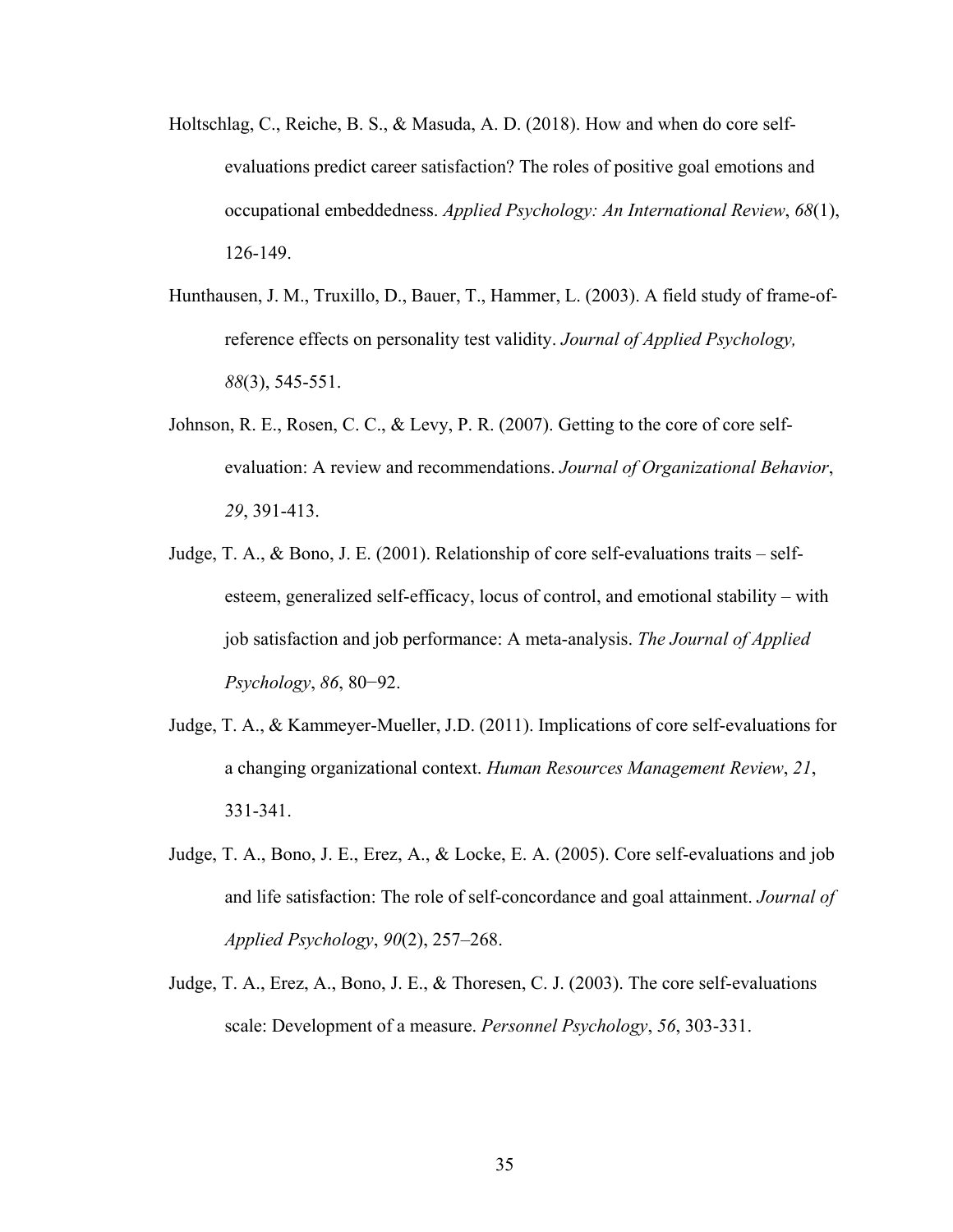Holtschlag, C., Reiche, B. S., & Masuda, A. D. (2018). How and when do core self-evaluations predict career satisfaction? The roles of positive goal emotions and occupational embeddedness. *Applied Psychology: An International Review*, *68*(1), 126-149.

Hunthausen, J. M., Truxillo, D., Bauer, T., Hammer, L. (2003). A field study of frame-of-reference effects on personality test validity. *Journal of Applied Psychology, 88*(3), 545-551.

Johnson, R. E., Rosen, C. C., & Levy, P. R. (2007). Getting to the core of core self-evaluation: A review and recommendations. *Journal of Organizational Behavior*, *29*, 391-413.

Judge, T. A., & Bono, J. E. (2001). Relationship of core self-evaluations traits – self-esteem, generalized self-efficacy, locus of control, and emotional stability – with job satisfaction and job performance: A meta-analysis. *The Journal of Applied Psychology*, *86*, 80−92.

Judge, T. A., & Kammeyer-Mueller, J.D. (2011). Implications of core self-evaluations for a changing organizational context. *Human Resources Management Review*, *21*, 331-341.

Judge, T. A., Bono, J. E., Erez, A., & Locke, E. A. (2005). Core self-evaluations and job and life satisfaction: The role of self-concordance and goal attainment. *Journal of Applied Psychology*, *90*(2), 257–268.

Judge, T. A., Erez, A., Bono, J. E., & Thoresen, C. J. (2003). The core self-evaluations scale: Development of a measure. *Personnel Psychology*, *56*, 303-331.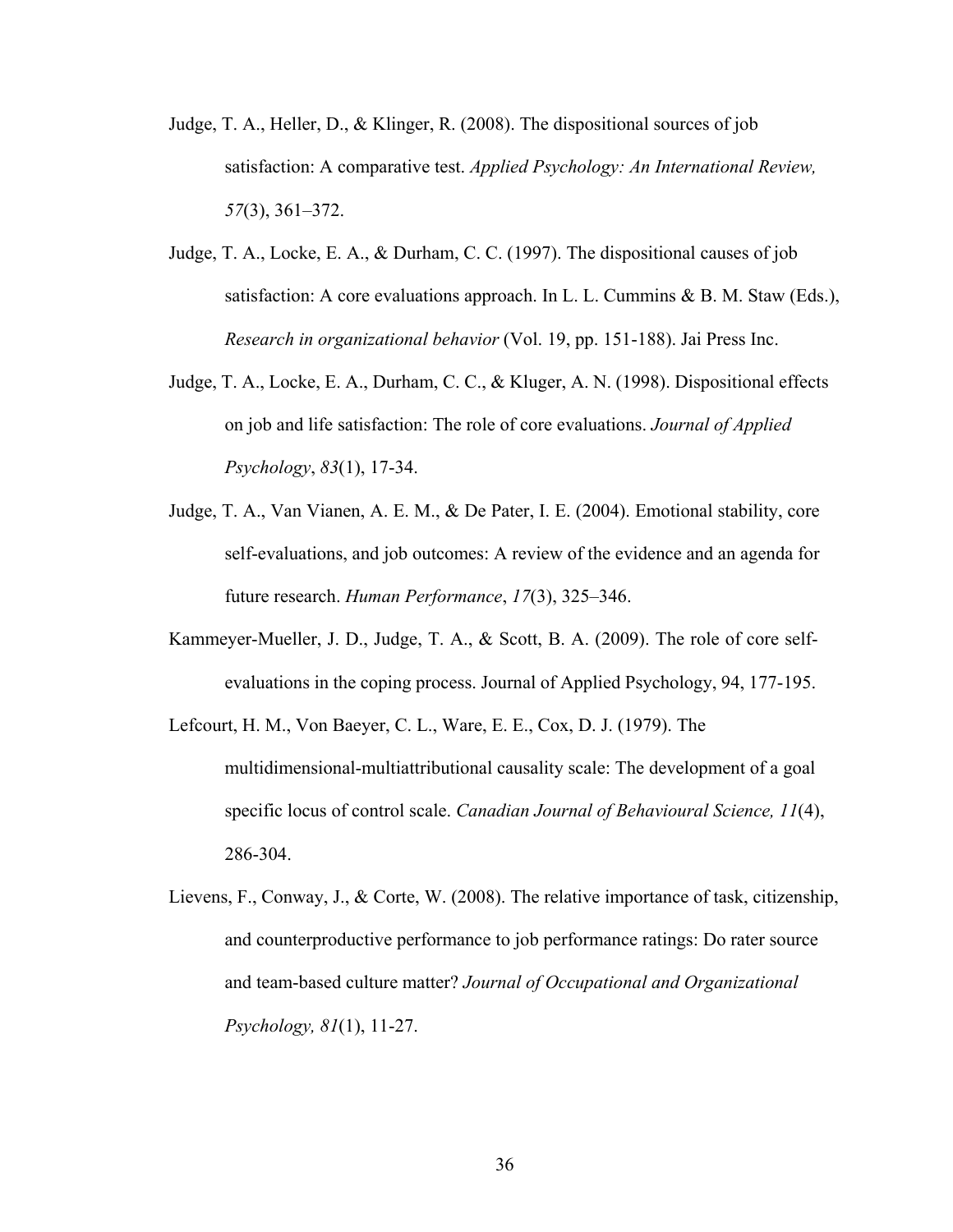Judge, T. A., Heller, D., & Klinger, R. (2008). The dispositional sources of job satisfaction: A comparative test. *Applied Psychology: An International Review, 57*(3), 361–372.

Judge, T. A., Locke, E. A., & Durham, C. C. (1997). The dispositional causes of job satisfaction: A core evaluations approach. In L. L. Cummins & B. M. Staw (Eds.), *Research in organizational behavior* (Vol. 19, pp. 151-188). Jai Press Inc.

Judge, T. A., Locke, E. A., Durham, C. C., & Kluger, A. N. (1998). Dispositional effects on job and life satisfaction: The role of core evaluations. *Journal of Applied Psychology*, *83*(1), 17-34.

Judge, T. A., Van Vianen, A. E. M., & De Pater, I. E. (2004). Emotional stability, core self-evaluations, and job outcomes: A review of the evidence and an agenda for future research. *Human Performance*, *17*(3), 325–346.

Kammeyer-Mueller, J. D., Judge, T. A., & Scott, B. A. (2009). The role of core self-evaluations in the coping process. Journal of Applied Psychology, 94, 177-195.

Lefcourt, H. M., Von Baeyer, C. L., Ware, E. E., Cox, D. J. (1979). The multidimensional-multiattributional causality scale: The development of a goal specific locus of control scale. *Canadian Journal of Behavioural Science, 11*(4), 286-304.

Lievens, F., Conway, J., & Corte, W. (2008). The relative importance of task, citizenship, and counterproductive performance to job performance ratings: Do rater source and team-based culture matter? *Journal of Occupational and Organizational Psychology, 81*(1), 11-27.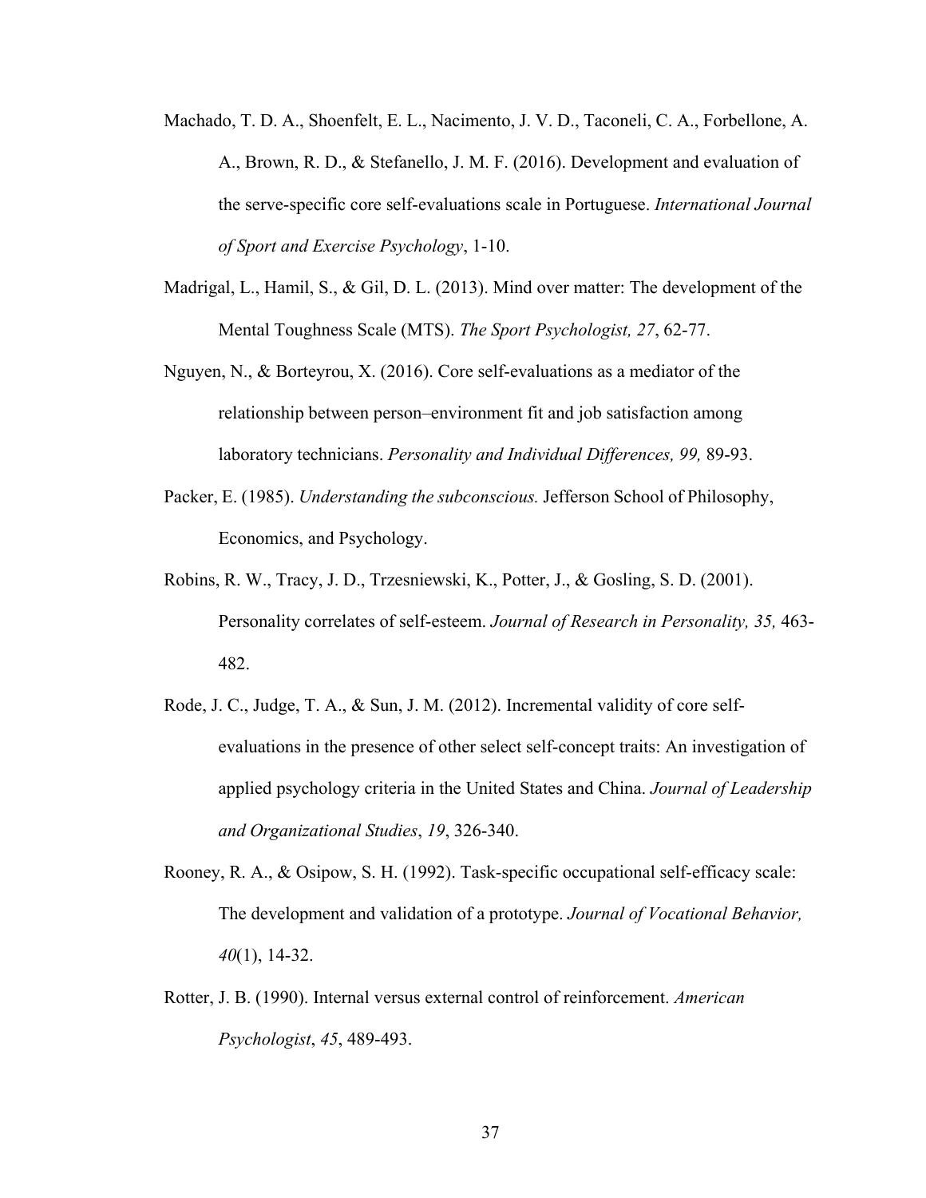Machado, T. D. A., Shoenfelt, E. L., Nacimento, J. V. D., Taconeli, C. A., Forbellone, A. A., Brown, R. D., & Stefanello, J. M. F. (2016). Development and evaluation of the serve-specific core self-evaluations scale in Portuguese. *International Journal of Sport and Exercise Psychology*, 1-10.

Madrigal, L., Hamil, S., & Gil, D. L. (2013). Mind over matter: The development of the Mental Toughness Scale (MTS). *The Sport Psychologist, 27*, 62-77.

Nguyen, N., & Borteyrou, X. (2016). Core self-evaluations as a mediator of the relationship between person–environment fit and job satisfaction among laboratory technicians. *Personality and Individual Differences, 99,* 89-93.

Packer, E. (1985). *Understanding the subconscious.* Jefferson School of Philosophy, Economics, and Psychology.

Robins, R. W., Tracy, J. D., Trzesniewski, K., Potter, J., & Gosling, S. D. (2001). Personality correlates of self-esteem. *Journal of Research in Personality, 35,* 463-482.

Rode, J. C., Judge, T. A., & Sun, J. M. (2012). Incremental validity of core self-evaluations in the presence of other select self-concept traits: An investigation of applied psychology criteria in the United States and China. *Journal of Leadership and Organizational Studies*, *19*, 326-340.

Rooney, R. A., & Osipow, S. H. (1992). Task-specific occupational self-efficacy scale: The development and validation of a prototype. *Journal of Vocational Behavior, 40*(1), 14-32.

Rotter, J. B. (1990). Internal versus external control of reinforcement. *American Psychologist*, *45*, 489-493.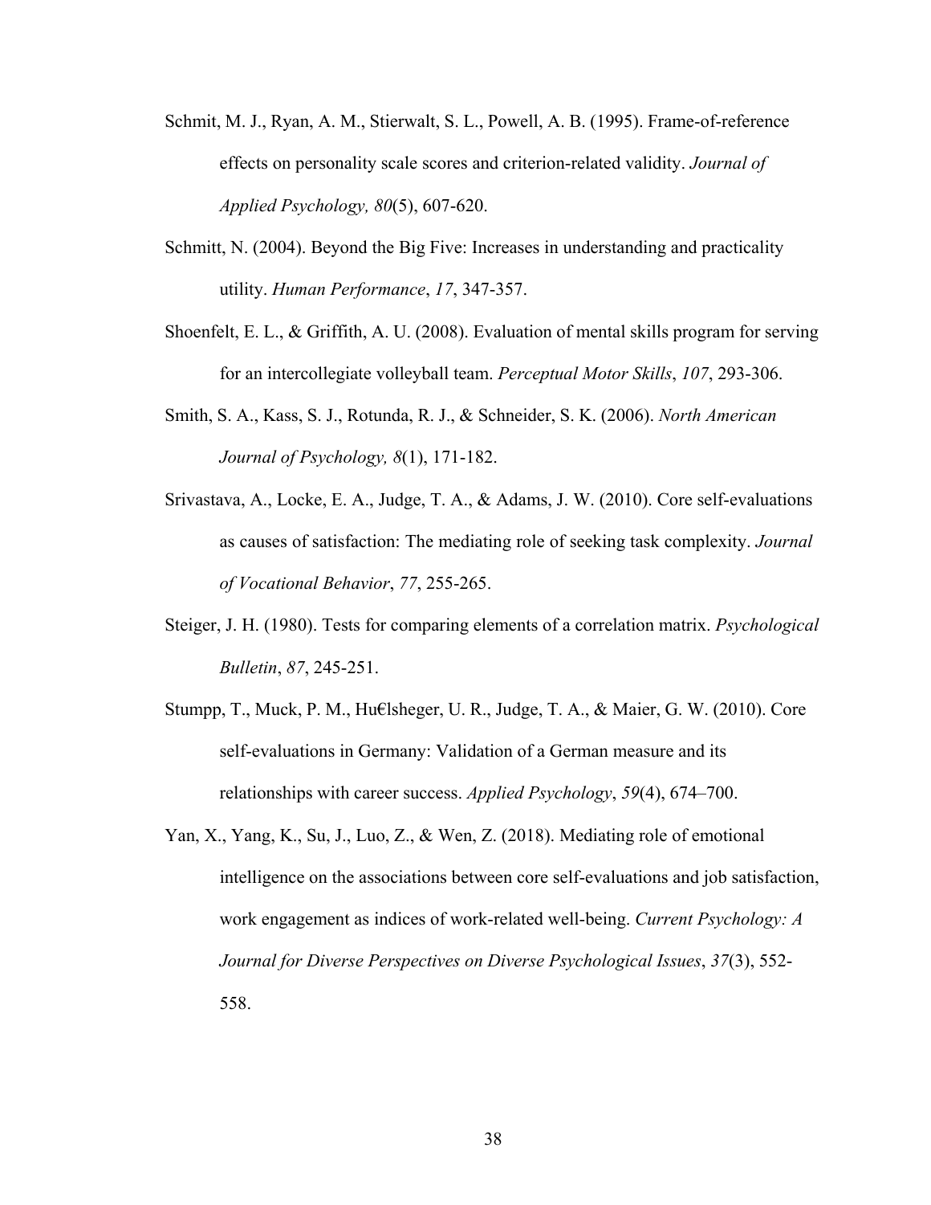Schmit, M. J., Ryan, A. M., Stierwalt, S. L., Powell, A. B. (1995). Frame-of-reference effects on personality scale scores and criterion-related validity. *Journal of Applied Psychology, 80*(5), 607-620.

Schmitt, N. (2004). Beyond the Big Five: Increases in understanding and practicality utility. *Human Performance*, *17*, 347-357.

Shoenfelt, E. L., & Griffith, A. U. (2008). Evaluation of mental skills program for serving for an intercollegiate volleyball team. *Perceptual Motor Skills*, *107*, 293-306.

Smith, S. A., Kass, S. J., Rotunda, R. J., & Schneider, S. K. (2006). *North American Journal of Psychology, 8*(1), 171-182.

Srivastava, A., Locke, E. A., Judge, T. A., & Adams, J. W. (2010). Core self-evaluations as causes of satisfaction: The mediating role of seeking task complexity. *Journal of Vocational Behavior*, *77*, 255-265.

Steiger, J. H. (1980). Tests for comparing elements of a correlation matrix. *Psychological Bulletin*, *87*, 245-251.

Stumpp, T., Muck, P. M., Hu€lsheger, U. R., Judge, T. A., & Maier, G. W. (2010). Core self-evaluations in Germany: Validation of a German measure and its relationships with career success. *Applied Psychology*, *59*(4), 674–700.

Yan, X., Yang, K., Su, J., Luo, Z., & Wen, Z. (2018). Mediating role of emotional intelligence on the associations between core self-evaluations and job satisfaction, work engagement as indices of work-related well-being. *Current Psychology: A Journal for Diverse Perspectives on Diverse Psychological Issues*, *37*(3), 552-558.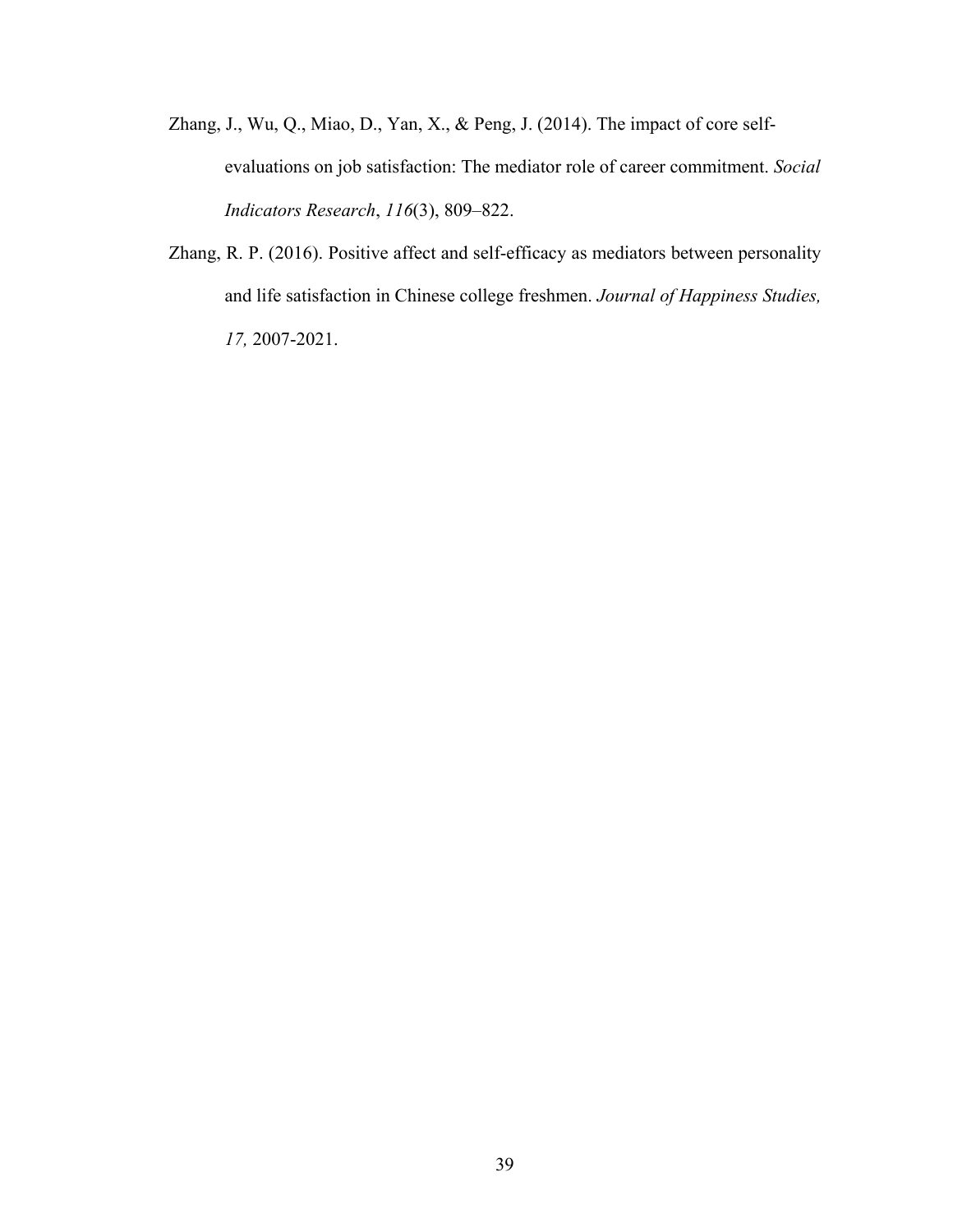Zhang, J., Wu, Q., Miao, D., Yan, X., & Peng, J. (2014). The impact of core self-evaluations on job satisfaction: The mediator role of career commitment. *Social Indicators Research*, *116*(3), 809–822.

Zhang, R. P. (2016). Positive affect and self-efficacy as mediators between personality and life satisfaction in Chinese college freshmen. *Journal of Happiness Studies, 17,* 2007-2021.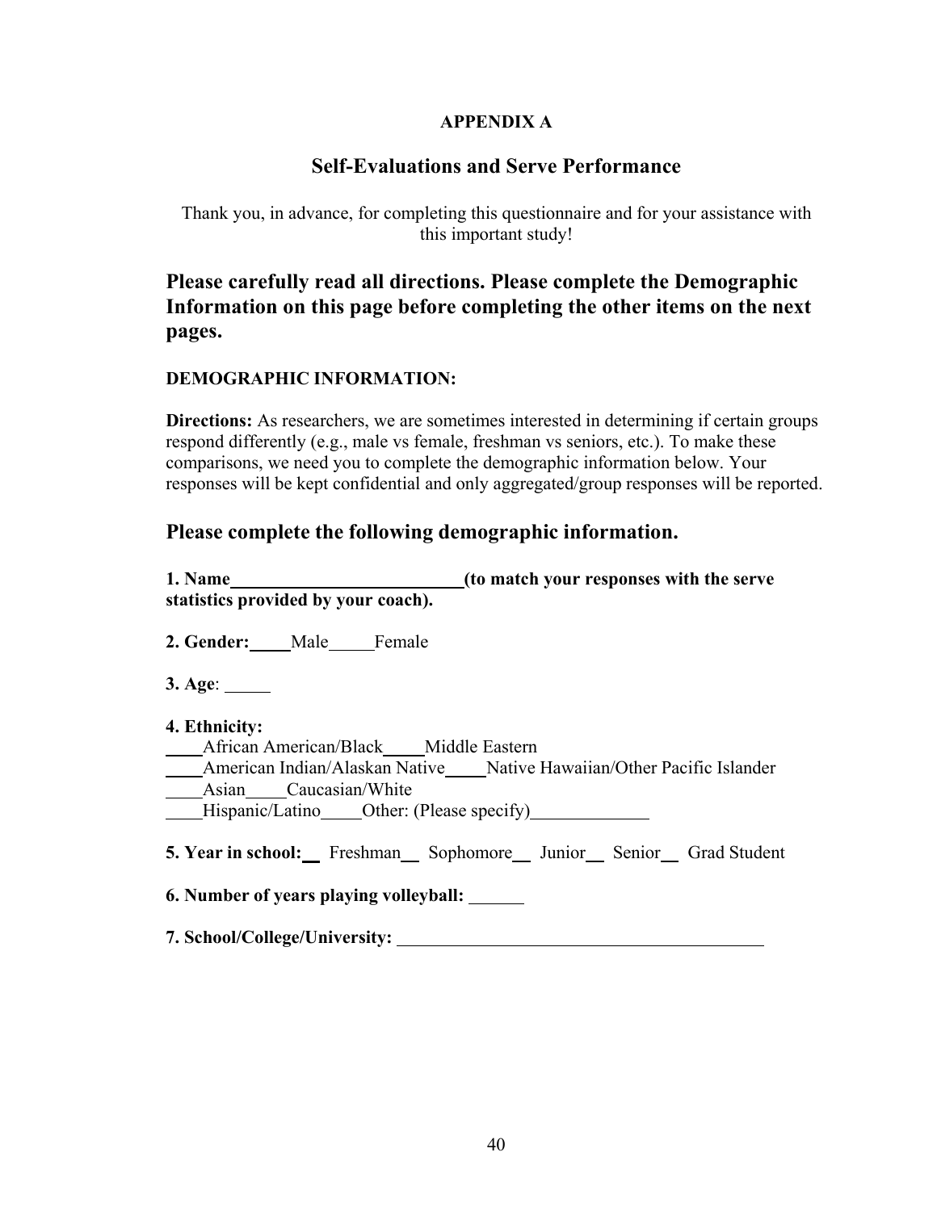**APPENDIX A**

## Self-Evaluations and Serve Performance

Thank you, in advance, for completing this questionnaire and for your assistance with this important study!

### Please carefully read all directions. Please complete the Demographic Information on this page before completing the other items on the next pages.

**DEMOGRAPHIC INFORMATION:**

**Directions:** As researchers, we are sometimes interested in determining if certain groups respond differently (e.g., male vs female, freshman vs seniors, etc.). To make these comparisons, we need you to complete the demographic information below. Your responses will be kept confidential and only aggregated/group responses will be reported.

### Please complete the following demographic information.

**1. Name__________________________(to match your responses with the serve statistics provided by your coach).**

**2. Gender:**_____Male_____Female

**3. Age**: _____

**4. Ethnicity:**
____African American/Black_____Middle Eastern
____American Indian/Alaskan Native_____Native Hawaiian/Other Pacific Islander
____Asian____Caucasian/White
____Hispanic/Latino____Other: (Please specify)_____________

**5. Year in school:**__ Freshman__ Sophomore__ Junior__ Senior__ Grad Student

**6. Number of years playing volleyball:** ______

**7. School/College/University:** ________________________________________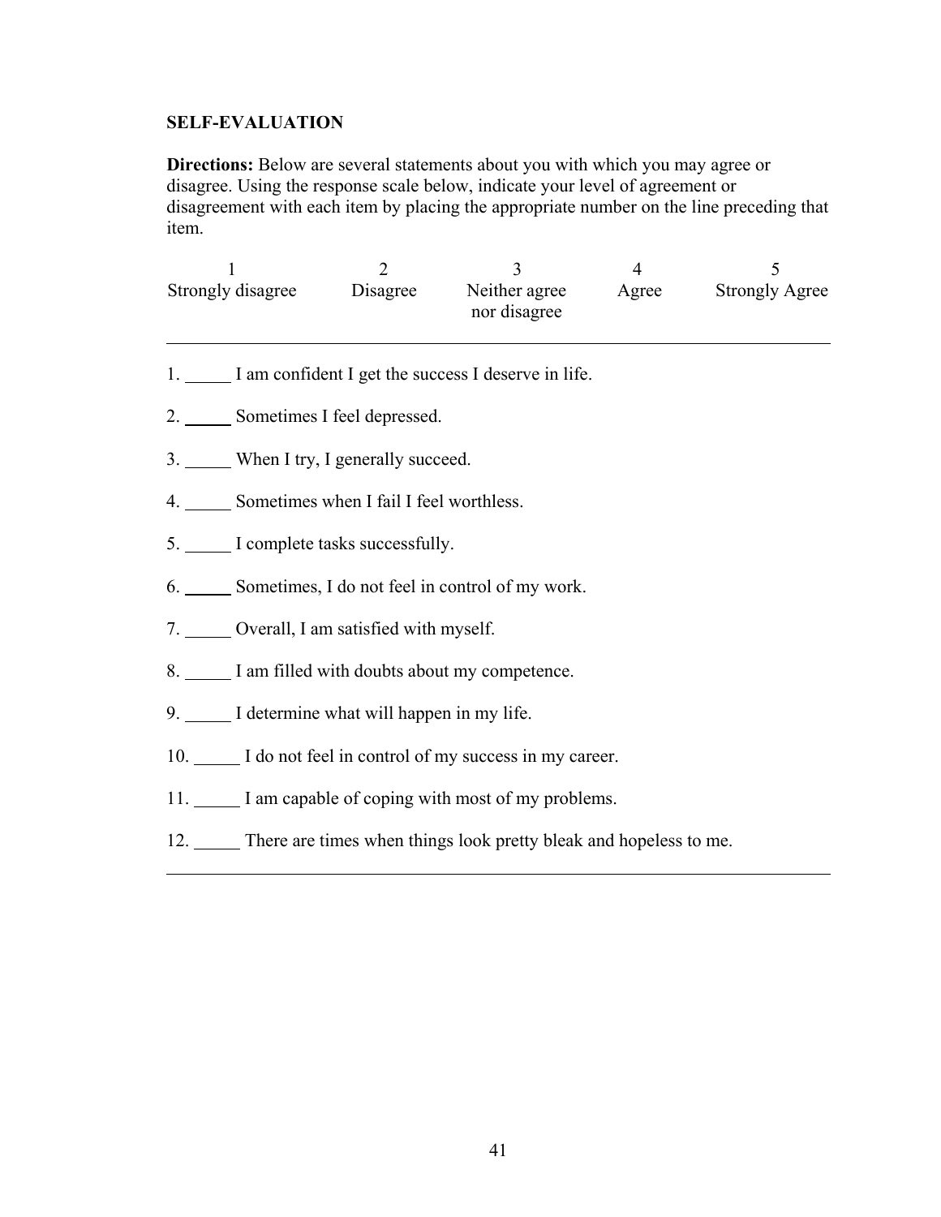**SELF-EVALUATION**

**Directions:** Below are several statements about you with which you may agree or disagree. Using the response scale below, indicate your level of agreement or disagreement with each item by placing the appropriate number on the line preceding that item.

| 1 | 2 | 3 | 4 | 5 |
|---|---|---|---|---|
| Strongly disagree | Disagree | Neither agree nor disagree | Agree | Strongly Agree |

1. _____ I am confident I get the success I deserve in life.

2. _____ Sometimes I feel depressed.

3. _____ When I try, I generally succeed.

4. _____ Sometimes when I fail I feel worthless.

5. _____ I complete tasks successfully.

6. _____ Sometimes, I do not feel in control of my work.

7. _____ Overall, I am satisfied with myself.

8. _____ I am filled with doubts about my competence.

9. _____ I determine what will happen in my life.

10. _____ I do not feel in control of my success in my career.

11. _____ I am capable of coping with most of my problems.

12. _____ There are times when things look pretty bleak and hopeless to me.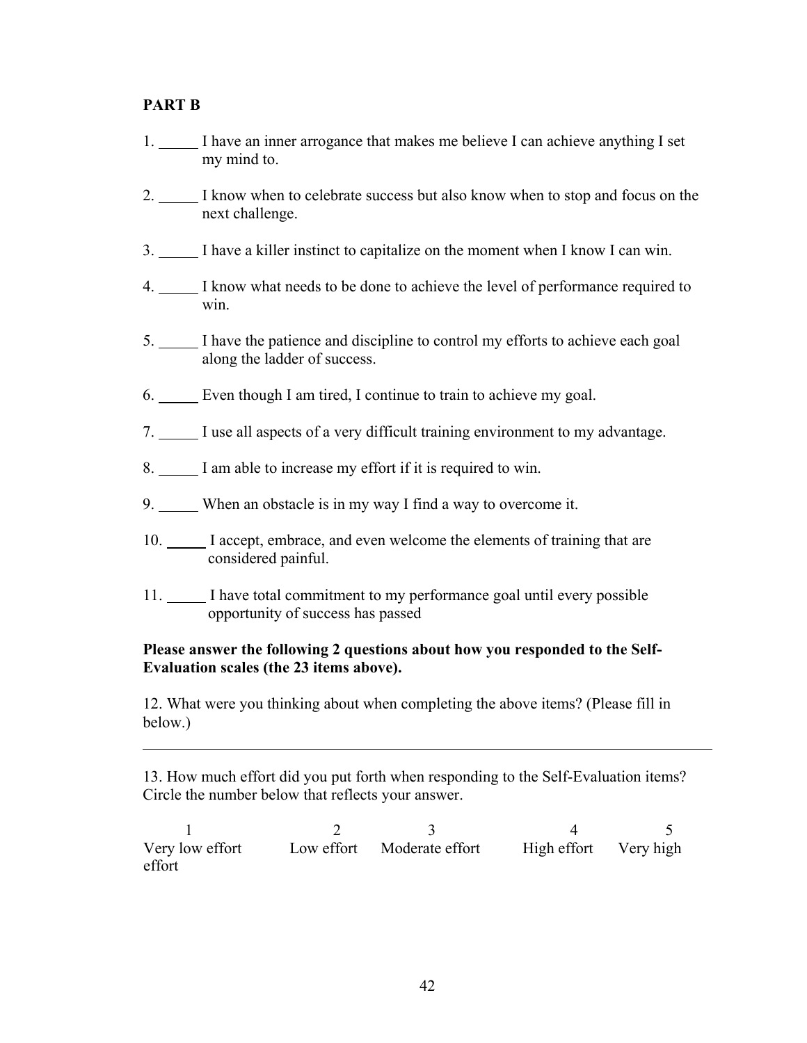**PART B**

1. _____ I have an inner arrogance that makes me believe I can achieve anything I set my mind to.

2. _____ I know when to celebrate success but also know when to stop and focus on the next challenge.

3. _____ I have a killer instinct to capitalize on the moment when I know I can win.

4. _____ I know what needs to be done to achieve the level of performance required to win.

5. _____ I have the patience and discipline to control my efforts to achieve each goal along the ladder of success.

6. _____ Even though I am tired, I continue to train to achieve my goal.

7. _____ I use all aspects of a very difficult training environment to my advantage.

8. _____ I am able to increase my effort if it is required to win.

9. _____ When an obstacle is in my way I find a way to overcome it.

10. _____ I accept, embrace, and even welcome the elements of training that are considered painful.

11. _____ I have total commitment to my performance goal until every possible opportunity of success has passed

**Please answer the following 2 questions about how you responded to the Self-Evaluation scales (the 23 items above).**

12. What were you thinking about when completing the above items? (Please fill in below.)

_______________________________________________________________

13. How much effort did you put forth when responding to the Self-Evaluation items? Circle the number below that reflects your answer.

| 1 | 2 | 3 | 4 | 5 |
|---|---|---|---|---|
| Very low effort | Low effort | Moderate effort | High effort | Very high effort |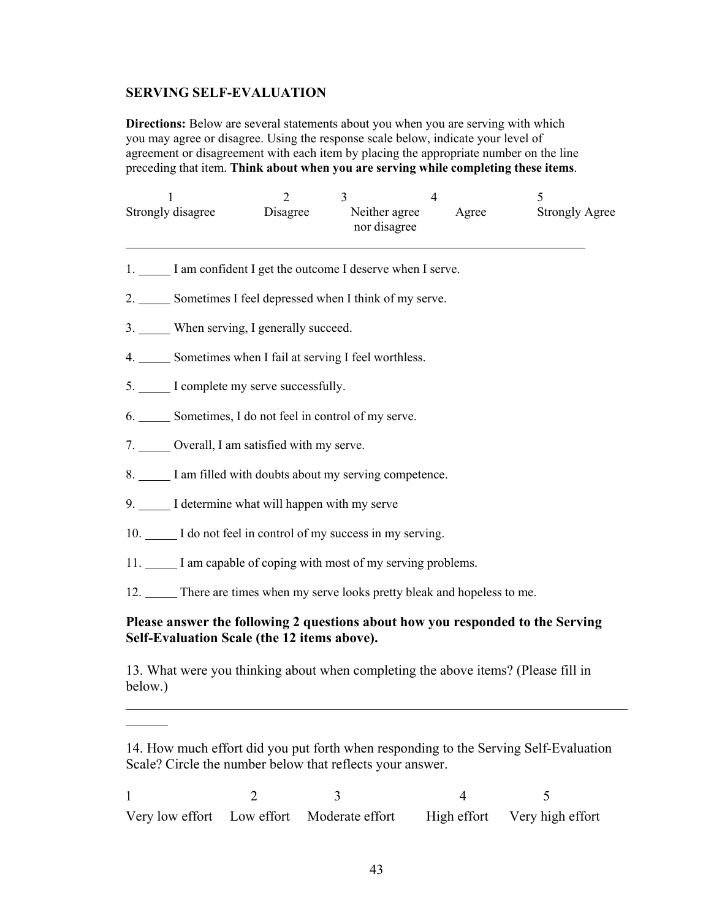## SERVING SELF-EVALUATION

**Directions:** Below are several statements about you when you are serving with which you may agree or disagree. Using the response scale below, indicate your level of agreement or disagreement with each item by placing the appropriate number on the line preceding that item. **Think about when you are serving while completing these items**.

| 1 | 2 | 3 | 4 | 5 |
|---|---|---|---|---|
| Strongly disagree | Disagree | Neither agree nor disagree | Agree | Strongly Agree |

1. _____ I am confident I get the outcome I deserve when I serve.

2. _____ Sometimes I feel depressed when I think of my serve.

3. _____ When serving, I generally succeed.

4. _____ Sometimes when I fail at serving I feel worthless.

5. _____ I complete my serve successfully.

6. _____ Sometimes, I do not feel in control of my serve.

7. _____ Overall, I am satisfied with my serve.

8. _____ I am filled with doubts about my serving competence.

9. _____ I determine what will happen with my serve

10. _____ I do not feel in control of my success in my serving.

11. _____ I am capable of coping with most of my serving problems.

12. _____ There are times when my serve looks pretty bleak and hopeless to me.

**Please answer the following 2 questions about how you responded to the Serving Self-Evaluation Scale (the 12 items above).**

13. What were you thinking about when completing the above items? (Please fill in below.)

_______________________________________________________________________________

14. How much effort did you put forth when responding to the Serving Self-Evaluation Scale? Circle the number below that reflects your answer.

| 1 | 2 | 3 | 4 | 5 |
|---|---|---|---|---|
| Very low effort | Low effort | Moderate effort | High effort | Very high effort |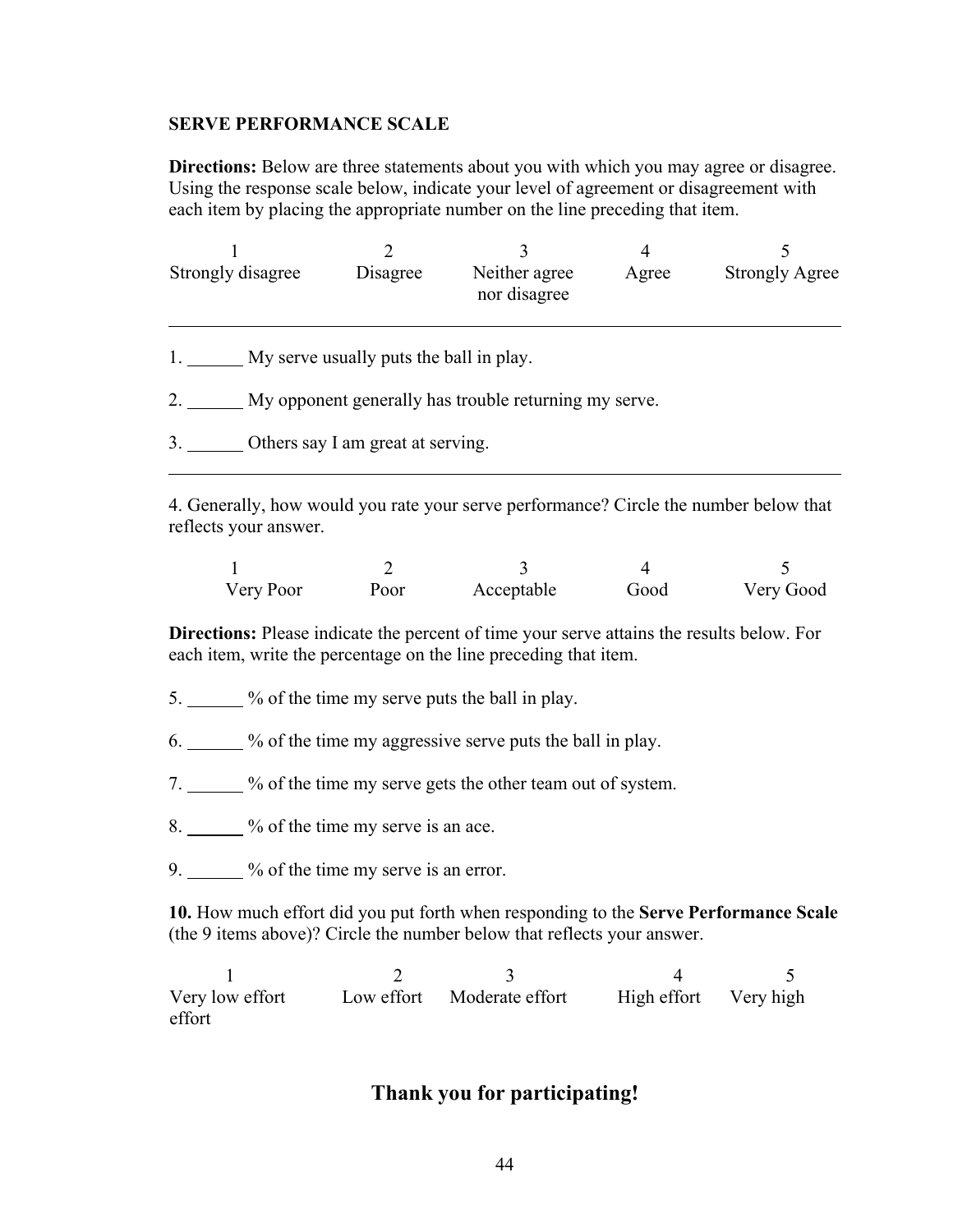**SERVE PERFORMANCE SCALE**

**Directions:** Below are three statements about you with which you may agree or disagree. Using the response scale below, indicate your level of agreement or disagreement with each item by placing the appropriate number on the line preceding that item.

| 1 | 2 | 3 | 4 | 5 |
|---|---|---|---|---|
| Strongly disagree | Disagree | Neither agree nor disagree | Agree | Strongly Agree |

1. ______ My serve usually puts the ball in play.

2. ______ My opponent generally has trouble returning my serve.

3. ______ Others say I am great at serving.

4. Generally, how would you rate your serve performance? Circle the number below that reflects your answer.

| 1 | 2 | 3 | 4 | 5 |
|---|---|---|---|---|
| Very Poor | Poor | Acceptable | Good | Very Good |

**Directions:** Please indicate the percent of time your serve attains the results below. For each item, write the percentage on the line preceding that item.

5. ______ % of the time my serve puts the ball in play.

6. ______ % of the time my aggressive serve puts the ball in play.

7. ______ % of the time my serve gets the other team out of system.

8. ______ % of the time my serve is an ace.

9. ______ % of the time my serve is an error.

**10.** How much effort did you put forth when responding to the **Serve Performance Scale** (the 9 items above)? Circle the number below that reflects your answer.

| 1 | 2 | 3 | 4 | 5 |
|---|---|---|---|---|
| Very low effort | Low effort | Moderate effort | High effort | Very high effort |

## Thank you for participating!